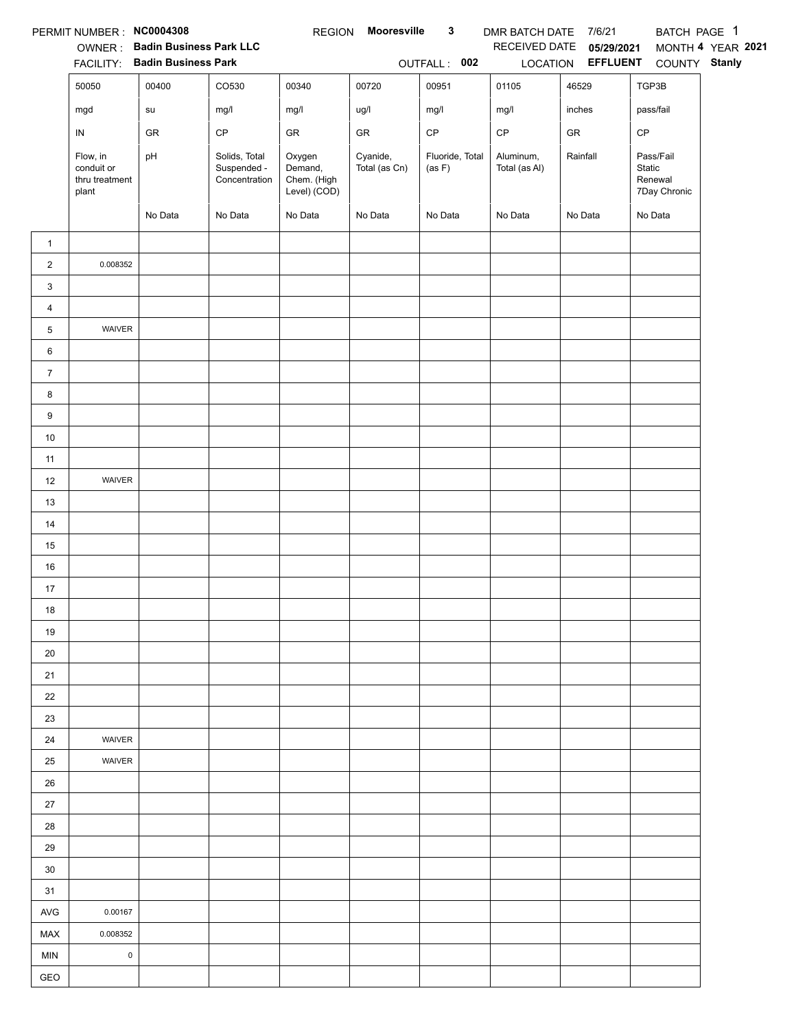PERMIT NUMBER : **NC0004308** REGION **Mooresville 3** DMR BATCH DATE 7/6/21 BATCH PAGE 1

OWNER : **Badin Business Park LLC** RECEIVED DATE **05/29/2021** MONTH **4** YEAR **2021**

FACILITY: **Badin Business Park** OUTFALL : **002** LOCATION **EFFLUENT** COUNTY **Stanly**

| | 50050 | 00400 | CO530 | 00340 | 00720 | 00951 | 01105 | 46529 | TGP3B |
|---|---|---|---|---|---|---|---|---|---|
| | mgd | su | mg/l | mg/l | ug/l | mg/l | mg/l | inches | pass/fail |
| | IN | GR | CP | GR | GR | CP | CP | GR | CP |
| | Flow, in conduit or thru treatment plant | pH | Solids, Total Suspended - Concentration | Oxygen Demand, Chem. (High Level) (COD) | Cyanide, Total (as Cn) | Fluoride, Total (as F) | Aluminum, Total (as Al) | Rainfall | Pass/Fail Static Renewal 7Day Chronic |
| | | No Data | No Data | No Data | No Data | No Data | No Data | No Data | No Data |
| 1 | | | | | | | | | |
| 2 | 0.008352 | | | | | | | | |
| 3 | | | | | | | | | |
| 4 | | | | | | | | | |
| 5 | WAIVER | | | | | | | | |
| 6 | | | | | | | | | |
| 7 | | | | | | | | | |
| 8 | | | | | | | | | |
| 9 | | | | | | | | | |
| 10 | | | | | | | | | |
| 11 | | | | | | | | | |
| 12 | WAIVER | | | | | | | | |
| 13 | | | | | | | | | |
| 14 | | | | | | | | | |
| 15 | | | | | | | | | |
| 16 | | | | | | | | | |
| 17 | | | | | | | | | |
| 18 | | | | | | | | | |
| 19 | | | | | | | | | |
| 20 | | | | | | | | | |
| 21 | | | | | | | | | |
| 22 | | | | | | | | | |
| 23 | | | | | | | | | |
| 24 | WAIVER | | | | | | | | |
| 25 | WAIVER | | | | | | | | |
| 26 | | | | | | | | | |
| 27 | | | | | | | | | |
| 28 | | | | | | | | | |
| 29 | | | | | | | | | |
| 30 | | | | | | | | | |
| 31 | | | | | | | | | |
| AVG | 0.00167 | | | | | | | | |
| MAX | 0.008352 | | | | | | | | |
| MIN | 0 | | | | | | | | |
| GEO | | | | | | | | | |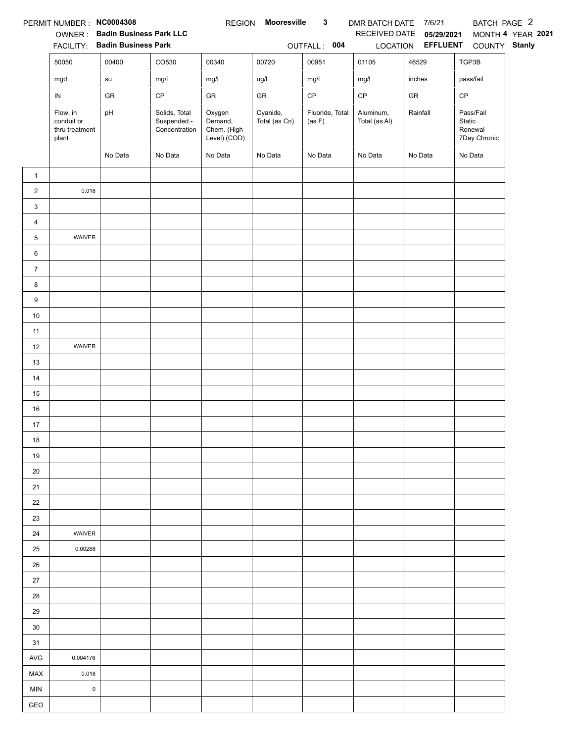PERMIT NUMBER : **NC0004308** REGION **Mooresville 3** DMR BATCH DATE 7/6/21 BATCH PAGE 2

OWNER : **Badin Business Park LLC** RECEIVED DATE **05/29/2021** MONTH **4** YEAR **2021**

FACILITY: **Badin Business Park** OUTFALL : **004** LOCATION **EFFLUENT** COUNTY **Stanly**

| | 50050 | 00400 | CO530 | 00340 | 00720 | 00951 | 01105 | 46529 | TGP3B |
|---|---|---|---|---|---|---|---|---|---|
| | mgd | su | mg/l | mg/l | ug/l | mg/l | mg/l | inches | pass/fail |
| | IN | GR | CP | GR | GR | CP | CP | GR | CP |
| | Flow, in conduit or thru treatment plant | pH | Solids, Total Suspended - Concentration | Oxygen Demand, Chem. (High Level) (COD) | Cyanide, Total (as Cn) | Fluoride, Total (as F) | Aluminum, Total (as Al) | Rainfall | Pass/Fail Static Renewal 7Day Chronic |
| | | No Data | No Data | No Data | No Data | No Data | No Data | No Data | No Data |
| 1 | | | | | | | | | |
| 2 | 0.018 | | | | | | | | |
| 3 | | | | | | | | | |
| 4 | | | | | | | | | |
| 5 | WAIVER | | | | | | | | |
| 6 | | | | | | | | | |
| 7 | | | | | | | | | |
| 8 | | | | | | | | | |
| 9 | | | | | | | | | |
| 10 | | | | | | | | | |
| 11 | | | | | | | | | |
| 12 | WAIVER | | | | | | | | |
| 13 | | | | | | | | | |
| 14 | | | | | | | | | |
| 15 | | | | | | | | | |
| 16 | | | | | | | | | |
| 17 | | | | | | | | | |
| 18 | | | | | | | | | |
| 19 | | | | | | | | | |
| 20 | | | | | | | | | |
| 21 | | | | | | | | | |
| 22 | | | | | | | | | |
| 23 | | | | | | | | | |
| 24 | WAIVER | | | | | | | | |
| 25 | 0.00288 | | | | | | | | |
| 26 | | | | | | | | | |
| 27 | | | | | | | | | |
| 28 | | | | | | | | | |
| 29 | | | | | | | | | |
| 30 | | | | | | | | | |
| 31 | | | | | | | | | |
| AVG | 0.004176 | | | | | | | | |
| MAX | 0.018 | | | | | | | | |
| MIN | 0 | | | | | | | | |
| GEO | | | | | | | | | |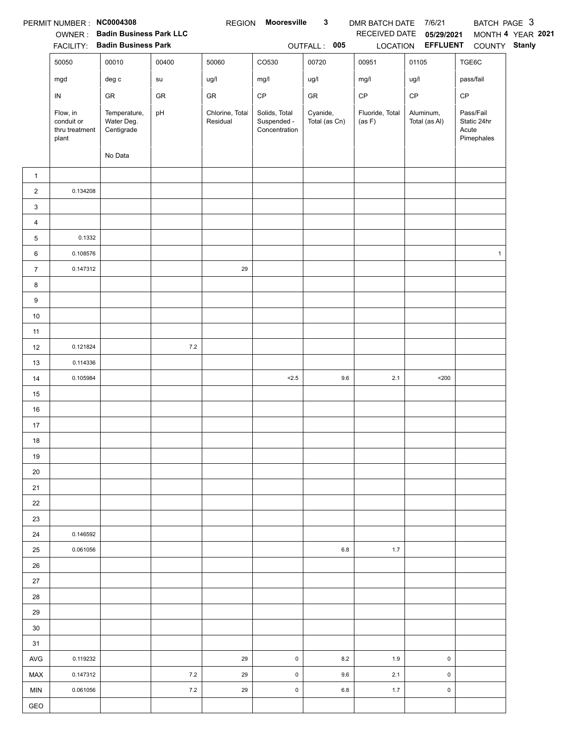PERMIT NUMBER : **NC0004308** REGION **Mooresville 3** DMR BATCH DATE 7/6/21 BATCH PAGE 3

OWNER : **Badin Business Park LLC** RECEIVED DATE **05/29/2021** MONTH **4** YEAR **2021**

FACILITY: **Badin Business Park** OUTFALL : **005** LOCATION **EFFLUENT** COUNTY **Stanly**

| | 50050 | 00010 | 00400 | 50060 | CO530 | 00720 | 00951 | 01105 | TGE6C |
|---|---|---|---|---|---|---|---|---|---|
| | mgd | deg c | su | ug/l | mg/l | ug/l | mg/l | ug/l | pass/fail |
| | IN | GR | GR | GR | CP | GR | CP | CP | CP |
| | Flow, in conduit or thru treatment plant | Temperature, Water Deg. Centigrade | pH | Chlorine, Total Residual | Solids, Total Suspended - Concentration | Cyanide, Total (as Cn) | Fluoride, Total (as F) | Aluminum, Total (as Al) | Pass/Fail Static 24hr Acute Pimephales |
| | | No Data | | | | | | | |
| 1 | | | | | | | | | |
| 2 | 0.134208 | | | | | | | | |
| 3 | | | | | | | | | |
| 4 | | | | | | | | | |
| 5 | 0.1332 | | | | | | | | |
| 6 | 0.108576 | | | | | | | | 1 |
| 7 | 0.147312 | | | 29 | | | | | |
| 8 | | | | | | | | | |
| 9 | | | | | | | | | |
| 10 | | | | | | | | | |
| 11 | | | | | | | | | |
| 12 | 0.121824 | | 7.2 | | | | | | |
| 13 | 0.114336 | | | | | | | | |
| 14 | 0.105984 | | | | <2.5 | 9.6 | 2.1 | <200 | |
| 15 | | | | | | | | | |
| 16 | | | | | | | | | |
| 17 | | | | | | | | | |
| 18 | | | | | | | | | |
| 19 | | | | | | | | | |
| 20 | | | | | | | | | |
| 21 | | | | | | | | | |
| 22 | | | | | | | | | |
| 23 | | | | | | | | | |
| 24 | 0.146592 | | | | | | | | |
| 25 | 0.061056 | | | | | 6.8 | 1.7 | | |
| 26 | | | | | | | | | |
| 27 | | | | | | | | | |
| 28 | | | | | | | | | |
| 29 | | | | | | | | | |
| 30 | | | | | | | | | |
| 31 | | | | | | | | | |
| AVG | 0.119232 | | | 29 | 0 | 8.2 | 1.9 | 0 | |
| MAX | 0.147312 | | 7.2 | 29 | 0 | 9.6 | 2.1 | 0 | |
| MIN | 0.061056 | | 7.2 | 29 | 0 | 6.8 | 1.7 | 0 | |
| GEO | | | | | | | | | |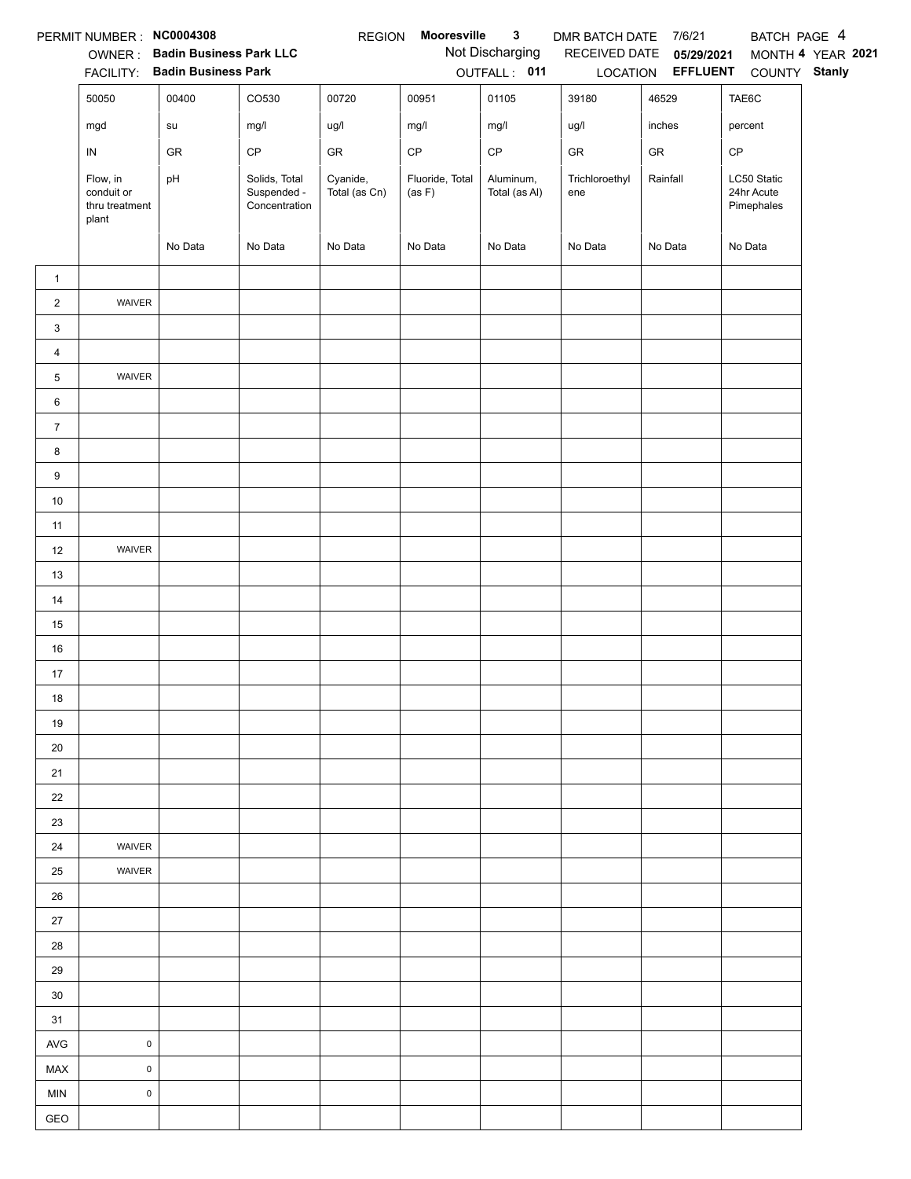PERMIT NUMBER : **NC0004308** REGION **Mooresville 3** DMR BATCH DATE 7/6/21 BATCH PAGE 4

OWNER : **Badin Business Park LLC** Not Discharging RECEIVED DATE **05/29/2021** MONTH **4** YEAR **2021**

FACILITY: **Badin Business Park** OUTFALL : **011** LOCATION **EFFLUENT** COUNTY **Stanly**

| | 50050 | 00400 | CO530 | 00720 | 00951 | 01105 | 39180 | 46529 | TAE6C |
|---|---|---|---|---|---|---|---|---|---|
| | mgd | su | mg/l | ug/l | mg/l | mg/l | ug/l | inches | percent |
| | IN | GR | CP | GR | CP | CP | GR | GR | CP |
| | Flow, in conduit or thru treatment plant | pH | Solids, Total Suspended - Concentration | Cyanide, Total (as Cn) | Fluoride, Total (as F) | Aluminum, Total (as Al) | Trichloroethylene | Rainfall | LC50 Static 24hr Acute Pimephales |
| | | No Data | No Data | No Data | No Data | No Data | No Data | No Data | No Data |
| 1 | | | | | | | | | |
| 2 | WAIVER | | | | | | | | |
| 3 | | | | | | | | | |
| 4 | | | | | | | | | |
| 5 | WAIVER | | | | | | | | |
| 6 | | | | | | | | | |
| 7 | | | | | | | | | |
| 8 | | | | | | | | | |
| 9 | | | | | | | | | |
| 10 | | | | | | | | | |
| 11 | | | | | | | | | |
| 12 | WAIVER | | | | | | | | |
| 13 | | | | | | | | | |
| 14 | | | | | | | | | |
| 15 | | | | | | | | | |
| 16 | | | | | | | | | |
| 17 | | | | | | | | | |
| 18 | | | | | | | | | |
| 19 | | | | | | | | | |
| 20 | | | | | | | | | |
| 21 | | | | | | | | | |
| 22 | | | | | | | | | |
| 23 | | | | | | | | | |
| 24 | WAIVER | | | | | | | | |
| 25 | WAIVER | | | | | | | | |
| 26 | | | | | | | | | |
| 27 | | | | | | | | | |
| 28 | | | | | | | | | |
| 29 | | | | | | | | | |
| 30 | | | | | | | | | |
| 31 | | | | | | | | | |
| AVG | 0 | | | | | | | | |
| MAX | 0 | | | | | | | | |
| MIN | 0 | | | | | | | | |
| GEO | | | | | | | | | |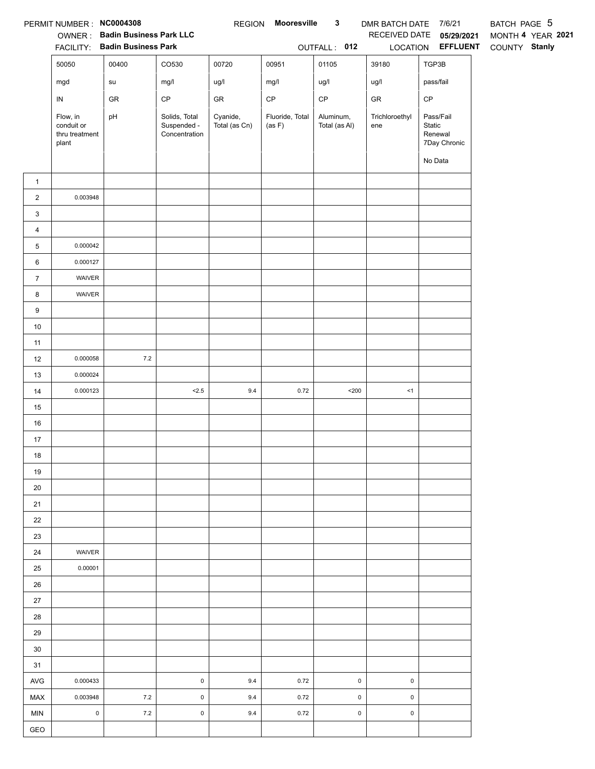PERMIT NUMBER : **NC0004308** REGION **Mooresville 3** DMR BATCH DATE 7/6/21 BATCH PAGE 5

OWNER : **Badin Business Park LLC** RECEIVED DATE **05/29/2021** MONTH **4** YEAR **2021**

FACILITY: **Badin Business Park** OUTFALL : **012** LOCATION **EFFLUENT** COUNTY **Stanly**

| | 50050 | 00400 | CO530 | 00720 | 00951 | 01105 | 39180 | TGP3B |
|---|---|---|---|---|---|---|---|---|
| | mgd | su | mg/l | ug/l | mg/l | ug/l | ug/l | pass/fail |
| | IN | GR | CP | GR | CP | CP | GR | CP |
| | Flow, in conduit or thru treatment plant | pH | Solids, Total Suspended - Concentration | Cyanide, Total (as Cn) | Fluoride, Total (as F) | Aluminum, Total (as Al) | Trichloroethylene | Pass/Fail Static Renewal 7Day Chronic |
| | | | | | | | | No Data |
| 1 | | | | | | | | |
| 2 | 0.003948 | | | | | | | |
| 3 | | | | | | | | |
| 4 | | | | | | | | |
| 5 | 0.000042 | | | | | | | |
| 6 | 0.000127 | | | | | | | |
| 7 | WAIVER | | | | | | | |
| 8 | WAIVER | | | | | | | |
| 9 | | | | | | | | |
| 10 | | | | | | | | |
| 11 | | | | | | | | |
| 12 | 0.000058 | 7.2 | | | | | | |
| 13 | 0.000024 | | | | | | | |
| 14 | 0.000123 | | <2.5 | 9.4 | 0.72 | <200 | <1 | |
| 15 | | | | | | | | |
| 16 | | | | | | | | |
| 17 | | | | | | | | |
| 18 | | | | | | | | |
| 19 | | | | | | | | |
| 20 | | | | | | | | |
| 21 | | | | | | | | |
| 22 | | | | | | | | |
| 23 | | | | | | | | |
| 24 | WAIVER | | | | | | | |
| 25 | 0.00001 | | | | | | | |
| 26 | | | | | | | | |
| 27 | | | | | | | | |
| 28 | | | | | | | | |
| 29 | | | | | | | | |
| 30 | | | | | | | | |
| 31 | | | | | | | | |
| AVG | 0.000433 | | 0 | 9.4 | 0.72 | 0 | 0 | |
| MAX | 0.003948 | 7.2 | 0 | 9.4 | 0.72 | 0 | 0 | |
| MIN | 0 | 7.2 | 0 | 9.4 | 0.72 | 0 | 0 | |
| GEO | | | | | | | | |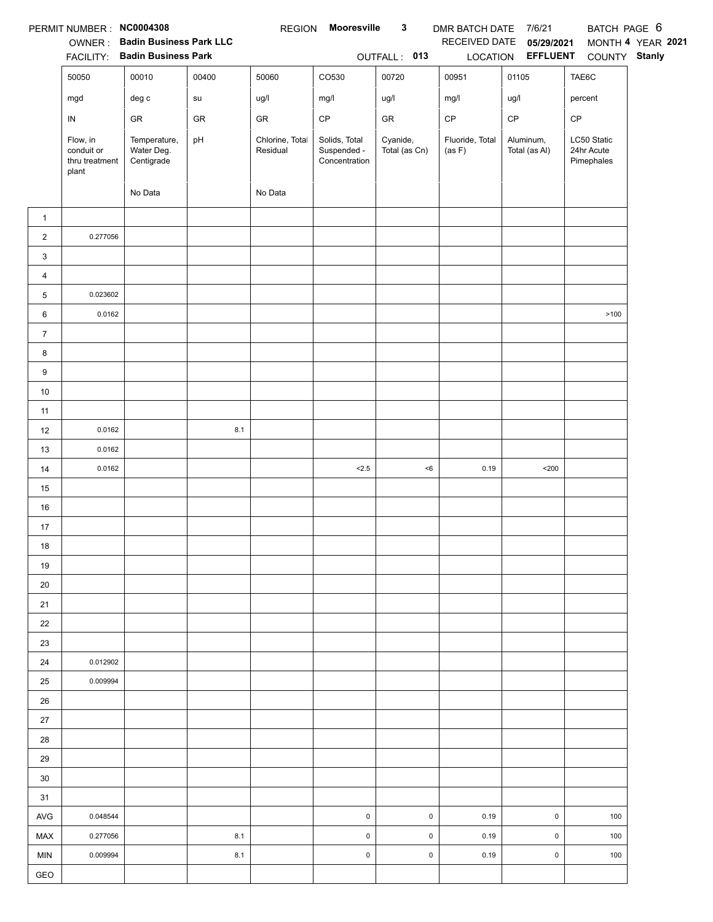PERMIT NUMBER : **NC0004308** REGION **Mooresville** **3** DMR BATCH DATE 7/6/21 BATCH PAGE 6

OWNER : **Badin Business Park LLC** RECEIVED DATE **05/29/2021** MONTH **4** YEAR **2021**

FACILITY: **Badin Business Park** OUTFALL : **013** LOCATION **EFFLUENT** COUNTY **Stanly**

| | 50050 | 00010 | 00400 | 50060 | CO530 | 00720 | 00951 | 01105 | TAE6C |
|---|---|---|---|---|---|---|---|---|---|
| | mgd | deg c | su | ug/l | mg/l | ug/l | mg/l | ug/l | percent |
| | IN | GR | GR | GR | CP | GR | CP | CP | CP |
| | Flow, in conduit or thru treatment plant | Temperature, Water Deg. Centigrade | pH | Chlorine, Total Residual | Solids, Total Suspended - Concentration | Cyanide, Total (as Cn) | Fluoride, Total (as F) | Aluminum, Total (as Al) | LC50 Static 24hr Acute Pimephales |
| | | No Data | | No Data | | | | | |
| 1 | | | | | | | | | |
| 2 | 0.277056 | | | | | | | | |
| 3 | | | | | | | | | |
| 4 | | | | | | | | | |
| 5 | 0.023602 | | | | | | | | |
| 6 | 0.0162 | | | | | | | | >100 |
| 7 | | | | | | | | | |
| 8 | | | | | | | | | |
| 9 | | | | | | | | | |
| 10 | | | | | | | | | |
| 11 | | | | | | | | | |
| 12 | 0.0162 | | 8.1 | | | | | | |
| 13 | 0.0162 | | | | | | | | |
| 14 | 0.0162 | | | | <2.5 | <6 | 0.19 | <200 | |
| 15 | | | | | | | | | |
| 16 | | | | | | | | | |
| 17 | | | | | | | | | |
| 18 | | | | | | | | | |
| 19 | | | | | | | | | |
| 20 | | | | | | | | | |
| 21 | | | | | | | | | |
| 22 | | | | | | | | | |
| 23 | | | | | | | | | |
| 24 | 0.012902 | | | | | | | | |
| 25 | 0.009994 | | | | | | | | |
| 26 | | | | | | | | | |
| 27 | | | | | | | | | |
| 28 | | | | | | | | | |
| 29 | | | | | | | | | |
| 30 | | | | | | | | | |
| 31 | | | | | | | | | |
| AVG | 0.048544 | | | | 0 | 0 | 0.19 | 0 | 100 |
| MAX | 0.277056 | | 8.1 | | 0 | 0 | 0.19 | 0 | 100 |
| MIN | 0.009994 | | 8.1 | | 0 | 0 | 0.19 | 0 | 100 |
| GEO | | | | | | | | | |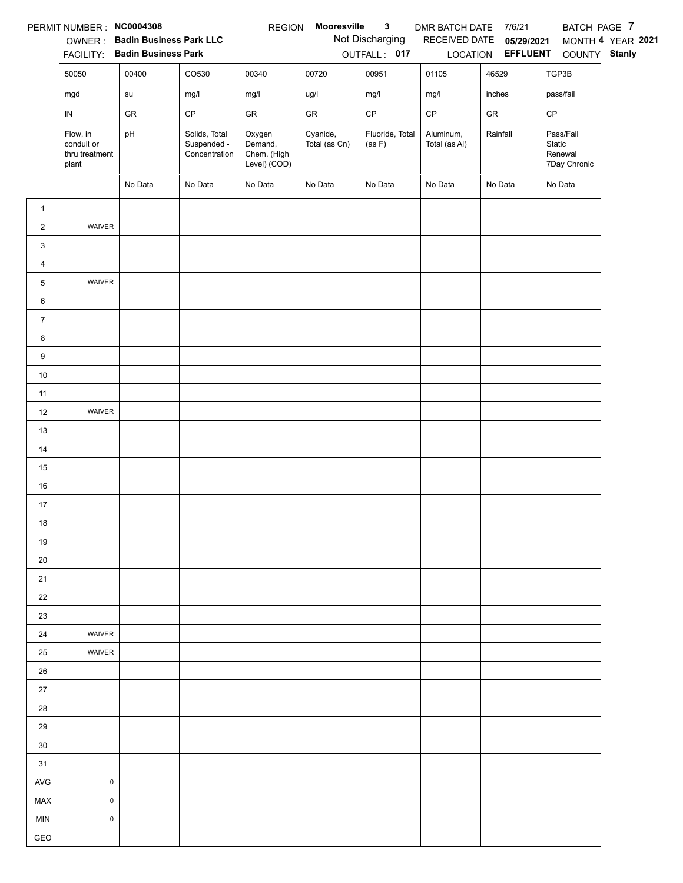PERMIT NUMBER : **NC0004308** REGION **Mooresville 3** DMR BATCH DATE 7/6/21 BATCH PAGE 7

OWNER : **Badin Business Park LLC** Not Discharging RECEIVED DATE **05/29/2021** MONTH **4** YEAR **2021**

FACILITY: **Badin Business Park** OUTFALL : **017** LOCATION **EFFLUENT** COUNTY **Stanly**

| | 50050 | 00400 | CO530 | 00340 | 00720 | 00951 | 01105 | 46529 | TGP3B |
|---|---|---|---|---|---|---|---|---|---|
| | mgd | su | mg/l | mg/l | ug/l | mg/l | mg/l | inches | pass/fail |
| | IN | GR | CP | GR | GR | CP | CP | GR | CP |
| | Flow, in conduit or thru treatment plant | pH | Solids, Total Suspended - Concentration | Oxygen Demand, Chem. (High Level) (COD) | Cyanide, Total (as Cn) | Fluoride, Total (as F) | Aluminum, Total (as Al) | Rainfall | Pass/Fail Static Renewal 7Day Chronic |
| | | No Data | No Data | No Data | No Data | No Data | No Data | No Data | No Data |
| 1 | | | | | | | | | |
| 2 | WAIVER | | | | | | | | |
| 3 | | | | | | | | | |
| 4 | | | | | | | | | |
| 5 | WAIVER | | | | | | | | |
| 6 | | | | | | | | | |
| 7 | | | | | | | | | |
| 8 | | | | | | | | | |
| 9 | | | | | | | | | |
| 10 | | | | | | | | | |
| 11 | | | | | | | | | |
| 12 | WAIVER | | | | | | | | |
| 13 | | | | | | | | | |
| 14 | | | | | | | | | |
| 15 | | | | | | | | | |
| 16 | | | | | | | | | |
| 17 | | | | | | | | | |
| 18 | | | | | | | | | |
| 19 | | | | | | | | | |
| 20 | | | | | | | | | |
| 21 | | | | | | | | | |
| 22 | | | | | | | | | |
| 23 | | | | | | | | | |
| 24 | WAIVER | | | | | | | | |
| 25 | WAIVER | | | | | | | | |
| 26 | | | | | | | | | |
| 27 | | | | | | | | | |
| 28 | | | | | | | | | |
| 29 | | | | | | | | | |
| 30 | | | | | | | | | |
| 31 | | | | | | | | | |
| AVG | 0 | | | | | | | | |
| MAX | 0 | | | | | | | | |
| MIN | 0 | | | | | | | | |
| GEO | | | | | | | | | |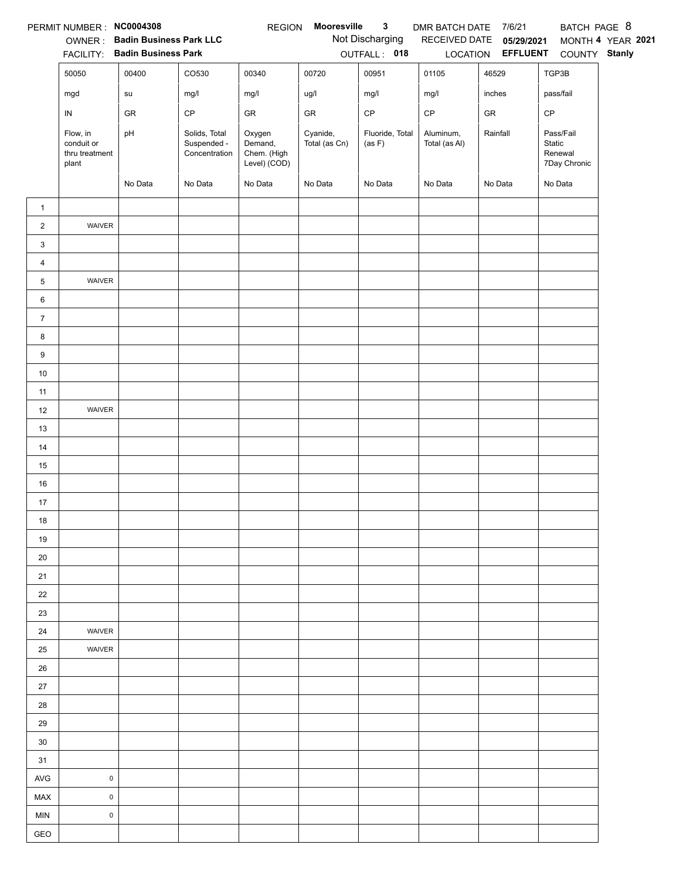PERMIT NUMBER : **NC0004308** REGION **Mooresville 3** DMR BATCH DATE 7/6/21 BATCH PAGE 8

OWNER : **Badin Business Park LLC** Not Discharging RECEIVED DATE **05/29/2021** MONTH **4** YEAR **2021**

FACILITY: **Badin Business Park** OUTFALL : **018** LOCATION **EFFLUENT** COUNTY **Stanly**

| | 50050 | 00400 | CO530 | 00340 | 00720 | 00951 | 01105 | 46529 | TGP3B |
|---|---|---|---|---|---|---|---|---|---|
| | mgd | su | mg/l | mg/l | ug/l | mg/l | mg/l | inches | pass/fail |
| | IN | GR | CP | GR | GR | CP | CP | GR | CP |
| | Flow, in conduit or thru treatment plant | pH | Solids, Total Suspended - Concentration | Oxygen Demand, Chem. (High Level) (COD) | Cyanide, Total (as Cn) | Fluoride, Total (as F) | Aluminum, Total (as Al) | Rainfall | Pass/Fail Static Renewal 7Day Chronic |
| | | No Data | No Data | No Data | No Data | No Data | No Data | No Data | No Data |
| 1 | | | | | | | | | |
| 2 | WAIVER | | | | | | | | |
| 3 | | | | | | | | | |
| 4 | | | | | | | | | |
| 5 | WAIVER | | | | | | | | |
| 6 | | | | | | | | | |
| 7 | | | | | | | | | |
| 8 | | | | | | | | | |
| 9 | | | | | | | | | |
| 10 | | | | | | | | | |
| 11 | | | | | | | | | |
| 12 | WAIVER | | | | | | | | |
| 13 | | | | | | | | | |
| 14 | | | | | | | | | |
| 15 | | | | | | | | | |
| 16 | | | | | | | | | |
| 17 | | | | | | | | | |
| 18 | | | | | | | | | |
| 19 | | | | | | | | | |
| 20 | | | | | | | | | |
| 21 | | | | | | | | | |
| 22 | | | | | | | | | |
| 23 | | | | | | | | | |
| 24 | WAIVER | | | | | | | | |
| 25 | WAIVER | | | | | | | | |
| 26 | | | | | | | | | |
| 27 | | | | | | | | | |
| 28 | | | | | | | | | |
| 29 | | | | | | | | | |
| 30 | | | | | | | | | |
| 31 | | | | | | | | | |
| AVG | 0 | | | | | | | | |
| MAX | 0 | | | | | | | | |
| MIN | 0 | | | | | | | | |
| GEO | | | | | | | | | |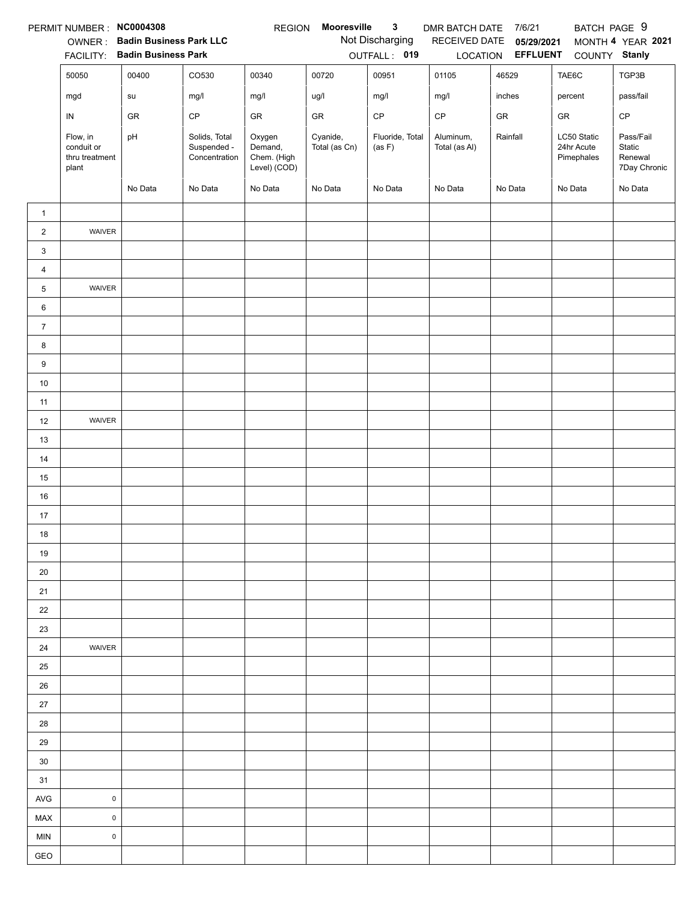PERMIT NUMBER : **NC0004308** REGION **Mooresville 3** DMR BATCH DATE 7/6/21 BATCH PAGE 9

OWNER : **Badin Business Park LLC** Not Discharging RECEIVED DATE **05/29/2021** MONTH **4** YEAR **2021**

FACILITY: **Badin Business Park** OUTFALL : **019** LOCATION **EFFLUENT** COUNTY **Stanly**

| | 50050 | 00400 | CO530 | 00340 | 00720 | 00951 | 01105 | 46529 | TAE6C | TGP3B |
|---|---|---|---|---|---|---|---|---|---|---|
| | mgd | su | mg/l | mg/l | ug/l | mg/l | mg/l | inches | percent | pass/fail |
| | IN | GR | CP | GR | GR | CP | CP | GR | GR | CP |
| | Flow, in conduit or thru treatment plant | pH | Solids, Total Suspended - Concentration | Oxygen Demand, Chem. (High Level) (COD) | Cyanide, Total (as Cn) | Fluoride, Total (as F) | Aluminum, Total (as Al) | Rainfall | LC50 Static 24hr Acute Pimephales | Pass/Fail Static Renewal 7Day Chronic |
| | | No Data | No Data | No Data | No Data | No Data | No Data | No Data | No Data | No Data |
| 1 | | | | | | | | | | |
| 2 | WAIVER | | | | | | | | | |
| 3 | | | | | | | | | | |
| 4 | | | | | | | | | | |
| 5 | WAIVER | | | | | | | | | |
| 6 | | | | | | | | | | |
| 7 | | | | | | | | | | |
| 8 | | | | | | | | | | |
| 9 | | | | | | | | | | |
| 10 | | | | | | | | | | |
| 11 | | | | | | | | | | |
| 12 | WAIVER | | | | | | | | | |
| 13 | | | | | | | | | | |
| 14 | | | | | | | | | | |
| 15 | | | | | | | | | | |
| 16 | | | | | | | | | | |
| 17 | | | | | | | | | | |
| 18 | | | | | | | | | | |
| 19 | | | | | | | | | | |
| 20 | | | | | | | | | | |
| 21 | | | | | | | | | | |
| 22 | | | | | | | | | | |
| 23 | | | | | | | | | | |
| 24 | WAIVER | | | | | | | | | |
| 25 | | | | | | | | | | |
| 26 | | | | | | | | | | |
| 27 | | | | | | | | | | |
| 28 | | | | | | | | | | |
| 29 | | | | | | | | | | |
| 30 | | | | | | | | | | |
| 31 | | | | | | | | | | |
| AVG | 0 | | | | | | | | | |
| MAX | 0 | | | | | | | | | |
| MIN | 0 | | | | | | | | | |
| GEO | | | | | | | | | | |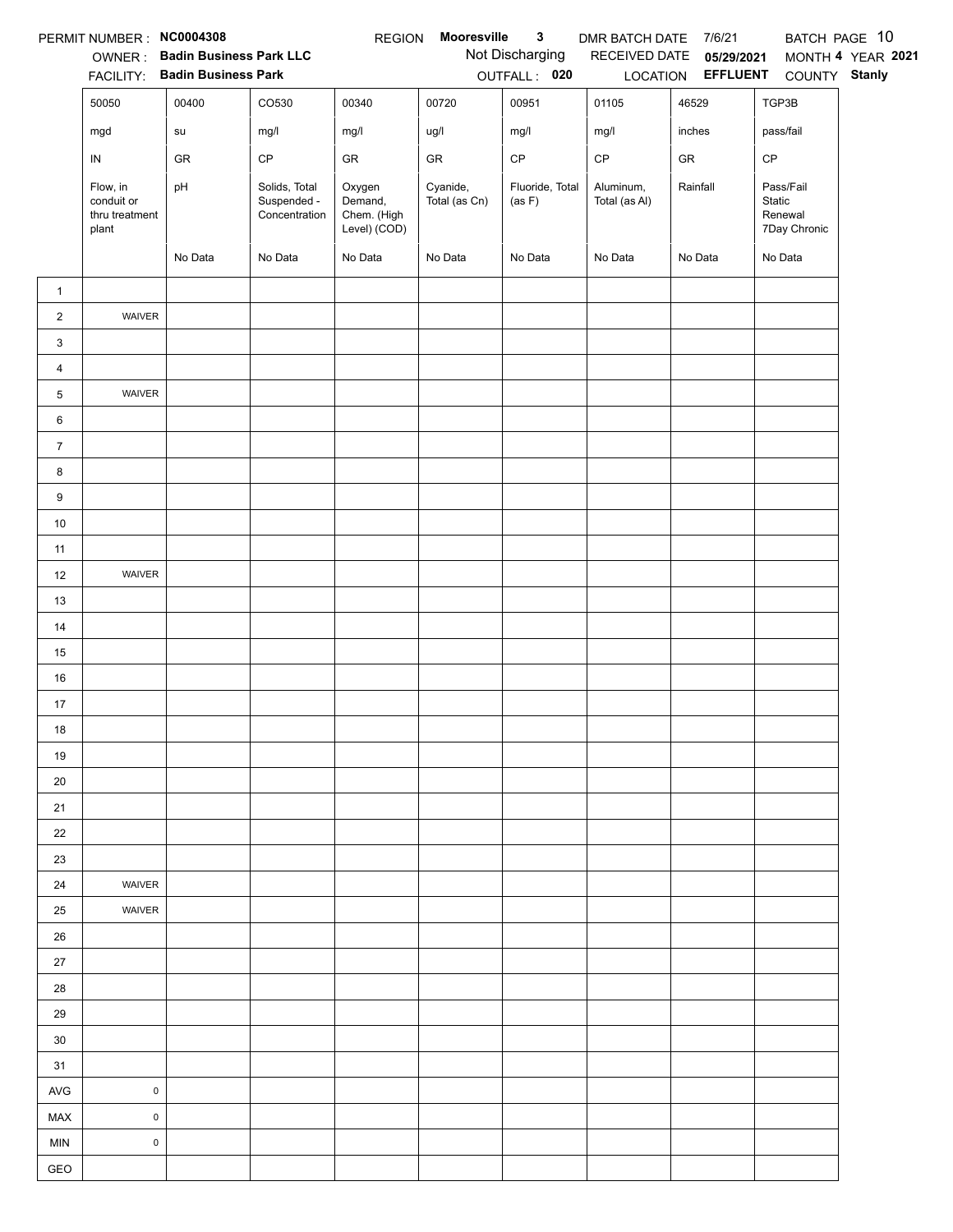PERMIT NUMBER : **NC0004308** REGION **Mooresville 3** DMR BATCH DATE 7/6/21 BATCH PAGE 10

OWNER : **Badin Business Park LLC** Not Discharging RECEIVED DATE **05/29/2021** MONTH **4** YEAR **2021**

FACILITY: **Badin Business Park** OUTFALL : **020** LOCATION **EFFLUENT** COUNTY **Stanly**

| | 50050 | 00400 | CO530 | 00340 | 00720 | 00951 | 01105 | 46529 | TGP3B |
|---|---|---|---|---|---|---|---|---|---|
| | mgd | su | mg/l | mg/l | ug/l | mg/l | mg/l | inches | pass/fail |
| | IN | GR | CP | GR | GR | CP | CP | GR | CP |
| | Flow, in conduit or thru treatment plant | pH | Solids, Total Suspended - Concentration | Oxygen Demand, Chem. (High Level) (COD) | Cyanide, Total (as Cn) | Fluoride, Total (as F) | Aluminum, Total (as Al) | Rainfall | Pass/Fail Static Renewal 7Day Chronic |
| | | No Data | No Data | No Data | No Data | No Data | No Data | No Data | No Data |
| 1 | | | | | | | | | |
| 2 | WAIVER | | | | | | | | |
| 3 | | | | | | | | | |
| 4 | | | | | | | | | |
| 5 | WAIVER | | | | | | | | |
| 6 | | | | | | | | | |
| 7 | | | | | | | | | |
| 8 | | | | | | | | | |
| 9 | | | | | | | | | |
| 10 | | | | | | | | | |
| 11 | | | | | | | | | |
| 12 | WAIVER | | | | | | | | |
| 13 | | | | | | | | | |
| 14 | | | | | | | | | |
| 15 | | | | | | | | | |
| 16 | | | | | | | | | |
| 17 | | | | | | | | | |
| 18 | | | | | | | | | |
| 19 | | | | | | | | | |
| 20 | | | | | | | | | |
| 21 | | | | | | | | | |
| 22 | | | | | | | | | |
| 23 | | | | | | | | | |
| 24 | WAIVER | | | | | | | | |
| 25 | WAIVER | | | | | | | | |
| 26 | | | | | | | | | |
| 27 | | | | | | | | | |
| 28 | | | | | | | | | |
| 29 | | | | | | | | | |
| 30 | | | | | | | | | |
| 31 | | | | | | | | | |
| AVG | 0 | | | | | | | | |
| MAX | 0 | | | | | | | | |
| MIN | 0 | | | | | | | | |
| GEO | | | | | | | | | |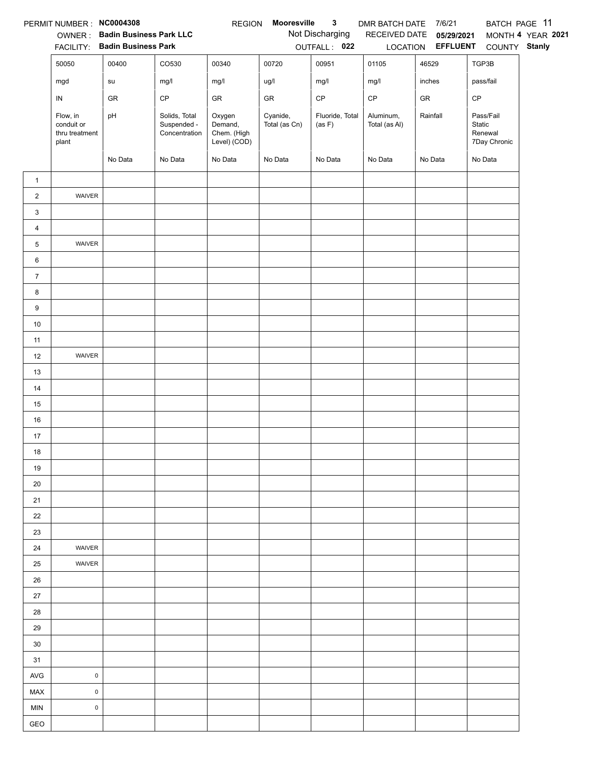PERMIT NUMBER : **NC0004308** REGION **Mooresville 3** DMR BATCH DATE 7/6/21 BATCH PAGE 11

OWNER : **Badin Business Park LLC** Not Discharging RECEIVED DATE **05/29/2021** MONTH **4** YEAR **2021**

FACILITY: **Badin Business Park** OUTFALL : **022** LOCATION **EFFLUENT** COUNTY **Stanly**

| | 50050 | 00400 | CO530 | 00340 | 00720 | 00951 | 01105 | 46529 | TGP3B |
|---|---|---|---|---|---|---|---|---|---|
| | mgd | su | mg/l | mg/l | ug/l | mg/l | mg/l | inches | pass/fail |
| | IN | GR | CP | GR | GR | CP | CP | GR | CP |
| | Flow, in conduit or thru treatment plant | pH | Solids, Total Suspended - Concentration | Oxygen Demand, Chem. (High Level) (COD) | Cyanide, Total (as Cn) | Fluoride, Total (as F) | Aluminum, Total (as Al) | Rainfall | Pass/Fail Static Renewal 7Day Chronic |
| | | No Data | No Data | No Data | No Data | No Data | No Data | No Data | No Data |
| 1 | | | | | | | | | |
| 2 | WAIVER | | | | | | | | |
| 3 | | | | | | | | | |
| 4 | | | | | | | | | |
| 5 | WAIVER | | | | | | | | |
| 6 | | | | | | | | | |
| 7 | | | | | | | | | |
| 8 | | | | | | | | | |
| 9 | | | | | | | | | |
| 10 | | | | | | | | | |
| 11 | | | | | | | | | |
| 12 | WAIVER | | | | | | | | |
| 13 | | | | | | | | | |
| 14 | | | | | | | | | |
| 15 | | | | | | | | | |
| 16 | | | | | | | | | |
| 17 | | | | | | | | | |
| 18 | | | | | | | | | |
| 19 | | | | | | | | | |
| 20 | | | | | | | | | |
| 21 | | | | | | | | | |
| 22 | | | | | | | | | |
| 23 | | | | | | | | | |
| 24 | WAIVER | | | | | | | | |
| 25 | WAIVER | | | | | | | | |
| 26 | | | | | | | | | |
| 27 | | | | | | | | | |
| 28 | | | | | | | | | |
| 29 | | | | | | | | | |
| 30 | | | | | | | | | |
| 31 | | | | | | | | | |
| AVG | 0 | | | | | | | | |
| MAX | 0 | | | | | | | | |
| MIN | 0 | | | | | | | | |
| GEO | | | | | | | | | |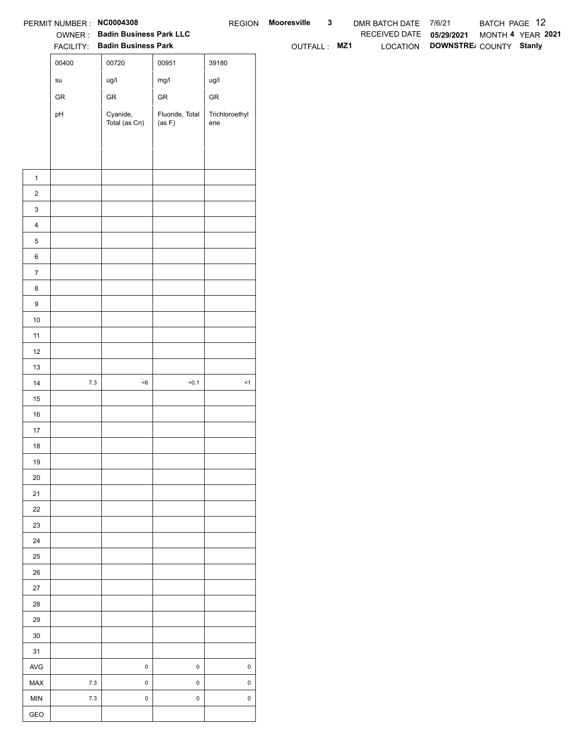PERMIT NUMBER : **NC0004308** REGION **Mooresville 3** DMR BATCH DATE 7/6/21 BATCH PAGE 12

OWNER : **Badin Business Park LLC** RECEIVED DATE **05/29/2021** MONTH **4** YEAR **2021**

FACILITY: **Badin Business Park** OUTFALL : **MZ1** LOCATION **DOWNSTRE/** COUNTY **Stanly**

| | 00400 | 00720 | 00951 | 39180 |
|---|---|---|---|---|
| | su | ug/l | mg/l | ug/l |
| | GR | GR | GR | GR |
| | pH | Cyanide, Total (as Cn) | Fluoride, Total (as F) | Trichloroethylene |
| 1 | | | | |
| 2 | | | | |
| 3 | | | | |
| 4 | | | | |
| 5 | | | | |
| 6 | | | | |
| 7 | | | | |
| 8 | | | | |
| 9 | | | | |
| 10 | | | | |
| 11 | | | | |
| 12 | | | | |
| 13 | | | | |
| 14 | 7.3 | <6 | <0.1 | <1 |
| 15 | | | | |
| 16 | | | | |
| 17 | | | | |
| 18 | | | | |
| 19 | | | | |
| 20 | | | | |
| 21 | | | | |
| 22 | | | | |
| 23 | | | | |
| 24 | | | | |
| 25 | | | | |
| 26 | | | | |
| 27 | | | | |
| 28 | | | | |
| 29 | | | | |
| 30 | | | | |
| 31 | | | | |
| AVG | | 0 | 0 | 0 |
| MAX | 7.3 | 0 | 0 | 0 |
| MIN | 7.3 | 0 | 0 | 0 |
| GEO | | | | |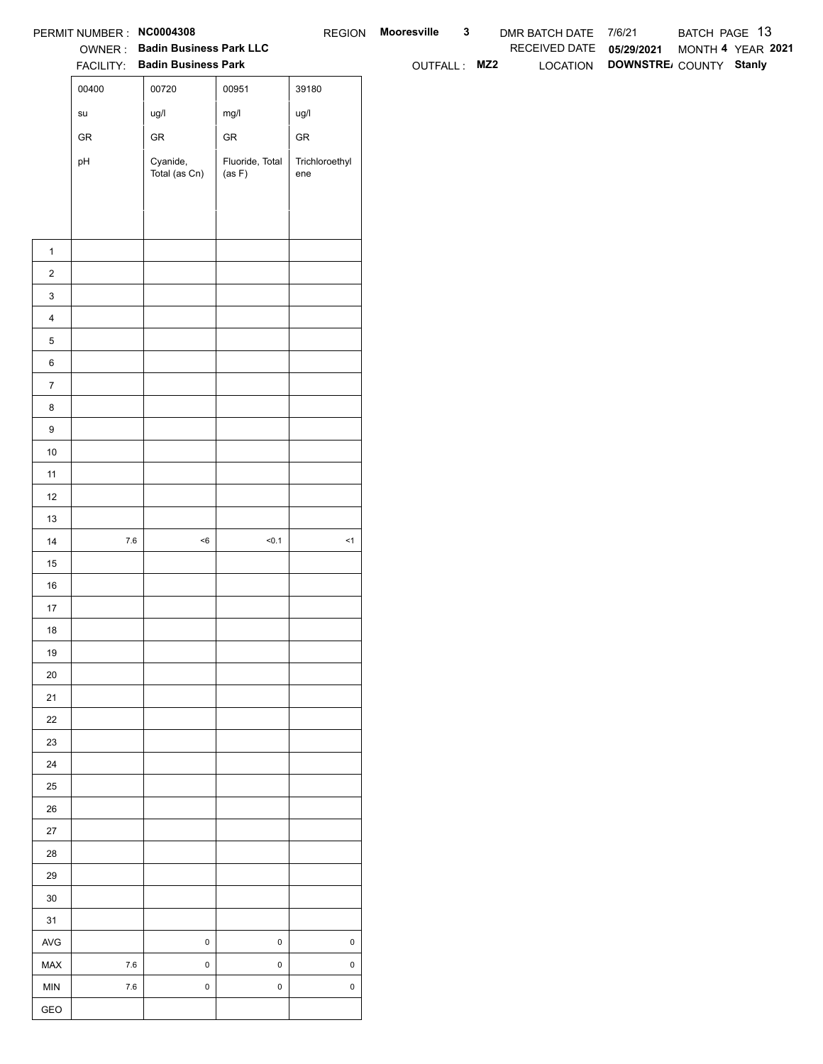PERMIT NUMBER : **NC0004308** REGION **Mooresville 3** DMR BATCH DATE 7/6/21 BATCH PAGE 13

OWNER : **Badin Business Park LLC** RECEIVED DATE **05/29/2021** MONTH **4** YEAR **2021**

FACILITY: **Badin Business Park** OUTFALL : **MZ2** LOCATION **DOWNSTRE/** COUNTY **Stanly**

| | 00400 | 00720 | 00951 | 39180 |
|---|---|---|---|---|
| | su | ug/l | mg/l | ug/l |
| | GR | GR | GR | GR |
| | pH | Cyanide, Total (as Cn) | Fluoride, Total (as F) | Trichloroethylene |
| 1 | | | | |
| 2 | | | | |
| 3 | | | | |
| 4 | | | | |
| 5 | | | | |
| 6 | | | | |
| 7 | | | | |
| 8 | | | | |
| 9 | | | | |
| 10 | | | | |
| 11 | | | | |
| 12 | | | | |
| 13 | | | | |
| 14 | 7.6 | <6 | <0.1 | <1 |
| 15 | | | | |
| 16 | | | | |
| 17 | | | | |
| 18 | | | | |
| 19 | | | | |
| 20 | | | | |
| 21 | | | | |
| 22 | | | | |
| 23 | | | | |
| 24 | | | | |
| 25 | | | | |
| 26 | | | | |
| 27 | | | | |
| 28 | | | | |
| 29 | | | | |
| 30 | | | | |
| 31 | | | | |
| AVG | | 0 | 0 | 0 |
| MAX | 7.6 | 0 | 0 | 0 |
| MIN | 7.6 | 0 | 0 | 0 |
| GEO | | | | |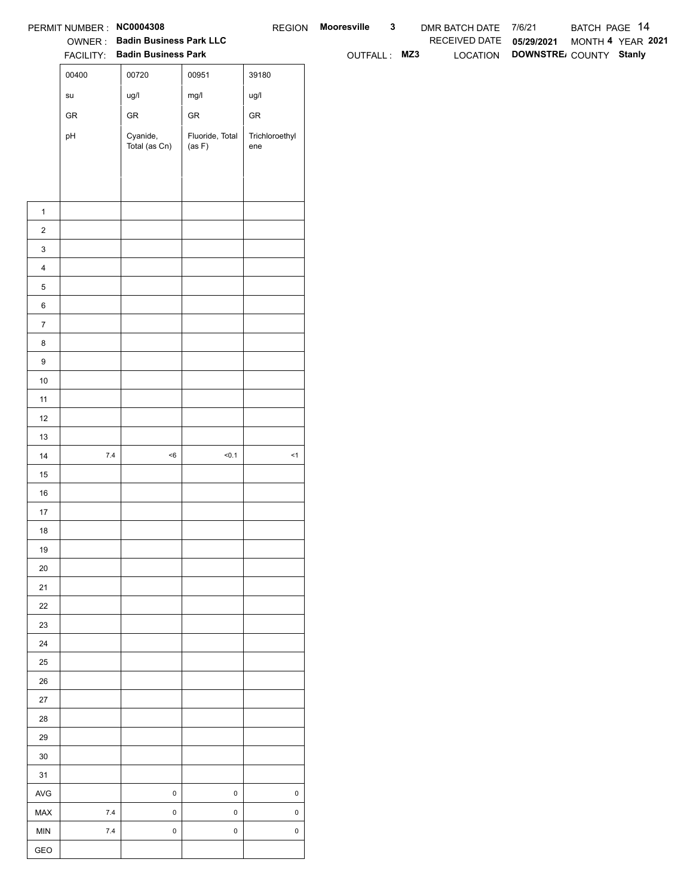PERMIT NUMBER : **NC0004308** REGION **Mooresville 3** DMR BATCH DATE 7/6/21 BATCH PAGE 14

OWNER : **Badin Business Park LLC** RECEIVED DATE **05/29/2021** MONTH **4** YEAR **2021**

FACILITY: **Badin Business Park** OUTFALL : **MZ3** LOCATION **DOWNSTRE/** COUNTY **Stanly**

| | 00400 | 00720 | 00951 | 39180 |
|---|---|---|---|---|
| | su | ug/l | mg/l | ug/l |
| | GR | GR | GR | GR |
| | pH | Cyanide, Total (as Cn) | Fluoride, Total (as F) | Trichloroethylene |
| 1 | | | | |
| 2 | | | | |
| 3 | | | | |
| 4 | | | | |
| 5 | | | | |
| 6 | | | | |
| 7 | | | | |
| 8 | | | | |
| 9 | | | | |
| 10 | | | | |
| 11 | | | | |
| 12 | | | | |
| 13 | | | | |
| 14 | 7.4 | <6 | <0.1 | <1 |
| 15 | | | | |
| 16 | | | | |
| 17 | | | | |
| 18 | | | | |
| 19 | | | | |
| 20 | | | | |
| 21 | | | | |
| 22 | | | | |
| 23 | | | | |
| 24 | | | | |
| 25 | | | | |
| 26 | | | | |
| 27 | | | | |
| 28 | | | | |
| 29 | | | | |
| 30 | | | | |
| 31 | | | | |
| AVG | | 0 | 0 | 0 |
| MAX | 7.4 | 0 | 0 | 0 |
| MIN | 7.4 | 0 | 0 | 0 |
| GEO | | | | |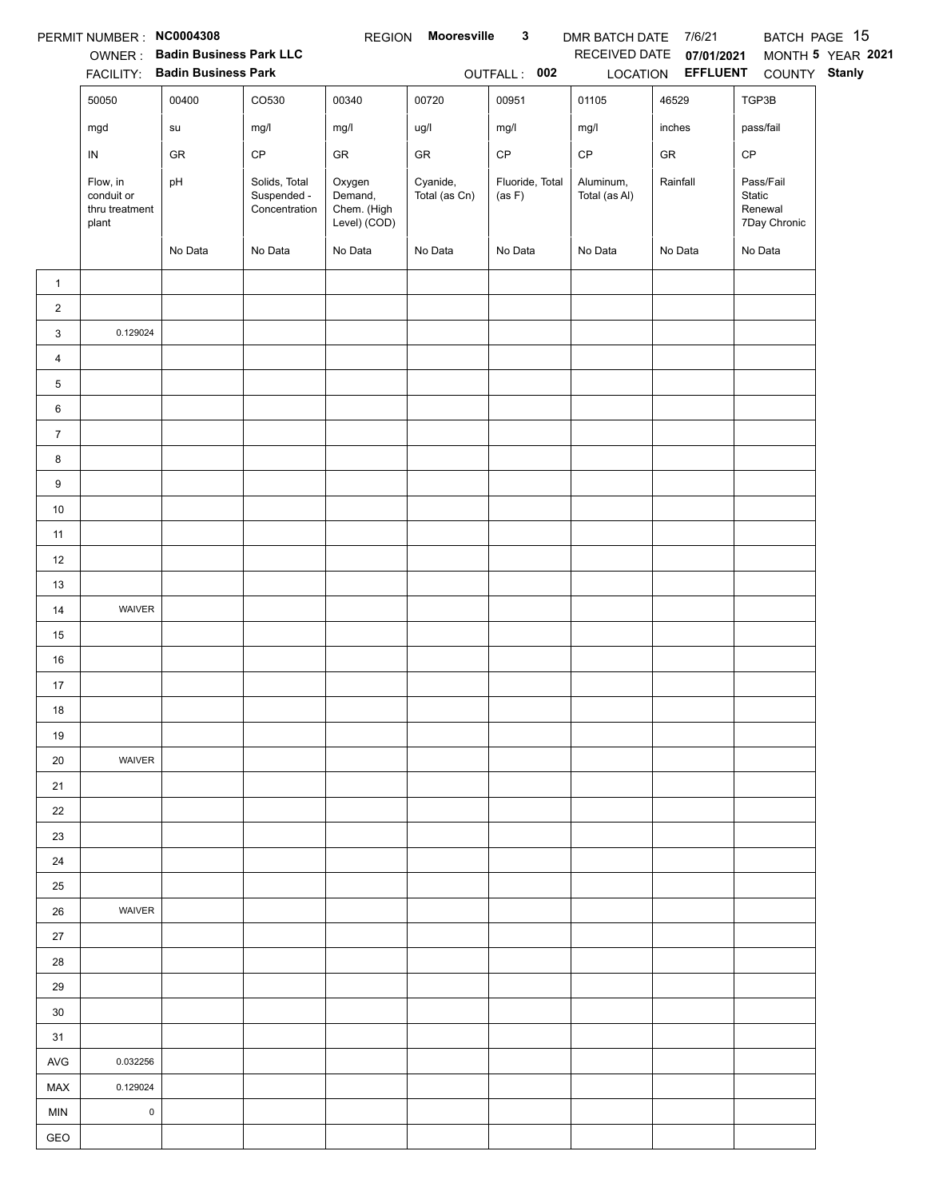PERMIT NUMBER : **NC0004308** REGION **Mooresville 3** DMR BATCH DATE 7/6/21 BATCH PAGE 15

OWNER : **Badin Business Park LLC** RECEIVED DATE **07/01/2021** MONTH **5** YEAR **2021**

FACILITY: **Badin Business Park** OUTFALL : **002** LOCATION **EFFLUENT** COUNTY **Stanly**

| | 50050 | 00400 | CO530 | 00340 | 00720 | 00951 | 01105 | 46529 | TGP3B |
|---|---|---|---|---|---|---|---|---|---|
| | mgd | su | mg/l | mg/l | ug/l | mg/l | mg/l | inches | pass/fail |
| | IN | GR | CP | GR | GR | CP | CP | GR | CP |
| | Flow, in conduit or thru treatment plant | pH | Solids, Total Suspended - Concentration | Oxygen Demand, Chem. (High Level) (COD) | Cyanide, Total (as Cn) | Fluoride, Total (as F) | Aluminum, Total (as Al) | Rainfall | Pass/Fail Static Renewal 7Day Chronic |
| | | No Data | No Data | No Data | No Data | No Data | No Data | No Data | No Data |
| 1 | | | | | | | | | |
| 2 | | | | | | | | | |
| 3 | 0.129024 | | | | | | | | |
| 4 | | | | | | | | | |
| 5 | | | | | | | | | |
| 6 | | | | | | | | | |
| 7 | | | | | | | | | |
| 8 | | | | | | | | | |
| 9 | | | | | | | | | |
| 10 | | | | | | | | | |
| 11 | | | | | | | | | |
| 12 | | | | | | | | | |
| 13 | | | | | | | | | |
| 14 | WAIVER | | | | | | | | |
| 15 | | | | | | | | | |
| 16 | | | | | | | | | |
| 17 | | | | | | | | | |
| 18 | | | | | | | | | |
| 19 | | | | | | | | | |
| 20 | WAIVER | | | | | | | | |
| 21 | | | | | | | | | |
| 22 | | | | | | | | | |
| 23 | | | | | | | | | |
| 24 | | | | | | | | | |
| 25 | | | | | | | | | |
| 26 | WAIVER | | | | | | | | |
| 27 | | | | | | | | | |
| 28 | | | | | | | | | |
| 29 | | | | | | | | | |
| 30 | | | | | | | | | |
| 31 | | | | | | | | | |
| AVG | 0.032256 | | | | | | | | |
| MAX | 0.129024 | | | | | | | | |
| MIN | 0 | | | | | | | | |
| GEO | | | | | | | | | |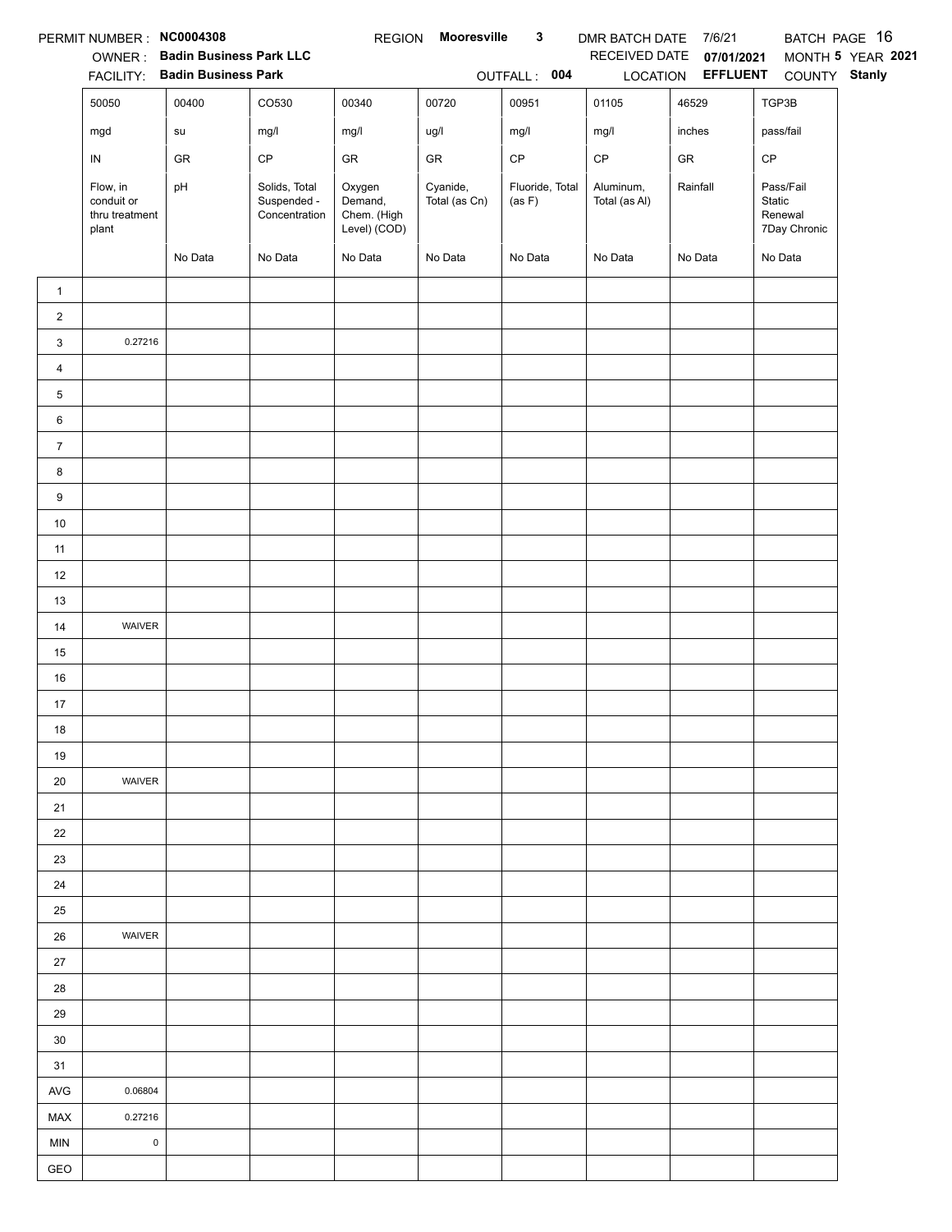PERMIT NUMBER : **NC0004308** REGION **Mooresville 3** DMR BATCH DATE 7/6/21 BATCH PAGE 16

OWNER : **Badin Business Park LLC** RECEIVED DATE **07/01/2021** MONTH **5** YEAR **2021**

FACILITY: **Badin Business Park** OUTFALL : **004** LOCATION **EFFLUENT** COUNTY **Stanly**

| | 50050 | 00400 | CO530 | 00340 | 00720 | 00951 | 01105 | 46529 | TGP3B |
|---|---|---|---|---|---|---|---|---|---|
| | mgd | su | mg/l | mg/l | ug/l | mg/l | mg/l | inches | pass/fail |
| | IN | GR | CP | GR | GR | CP | CP | GR | CP |
| | Flow, in conduit or thru treatment plant | pH | Solids, Total Suspended - Concentration | Oxygen Demand, Chem. (High Level) (COD) | Cyanide, Total (as Cn) | Fluoride, Total (as F) | Aluminum, Total (as Al) | Rainfall | Pass/Fail Static Renewal 7Day Chronic |
| | | No Data | No Data | No Data | No Data | No Data | No Data | No Data | No Data |
| 1 | | | | | | | | | |
| 2 | | | | | | | | | |
| 3 | 0.27216 | | | | | | | | |
| 4 | | | | | | | | | |
| 5 | | | | | | | | | |
| 6 | | | | | | | | | |
| 7 | | | | | | | | | |
| 8 | | | | | | | | | |
| 9 | | | | | | | | | |
| 10 | | | | | | | | | |
| 11 | | | | | | | | | |
| 12 | | | | | | | | | |
| 13 | | | | | | | | | |
| 14 | WAIVER | | | | | | | | |
| 15 | | | | | | | | | |
| 16 | | | | | | | | | |
| 17 | | | | | | | | | |
| 18 | | | | | | | | | |
| 19 | | | | | | | | | |
| 20 | WAIVER | | | | | | | | |
| 21 | | | | | | | | | |
| 22 | | | | | | | | | |
| 23 | | | | | | | | | |
| 24 | | | | | | | | | |
| 25 | | | | | | | | | |
| 26 | WAIVER | | | | | | | | |
| 27 | | | | | | | | | |
| 28 | | | | | | | | | |
| 29 | | | | | | | | | |
| 30 | | | | | | | | | |
| 31 | | | | | | | | | |
| AVG | 0.06804 | | | | | | | | |
| MAX | 0.27216 | | | | | | | | |
| MIN | 0 | | | | | | | | |
| GEO | | | | | | | | | |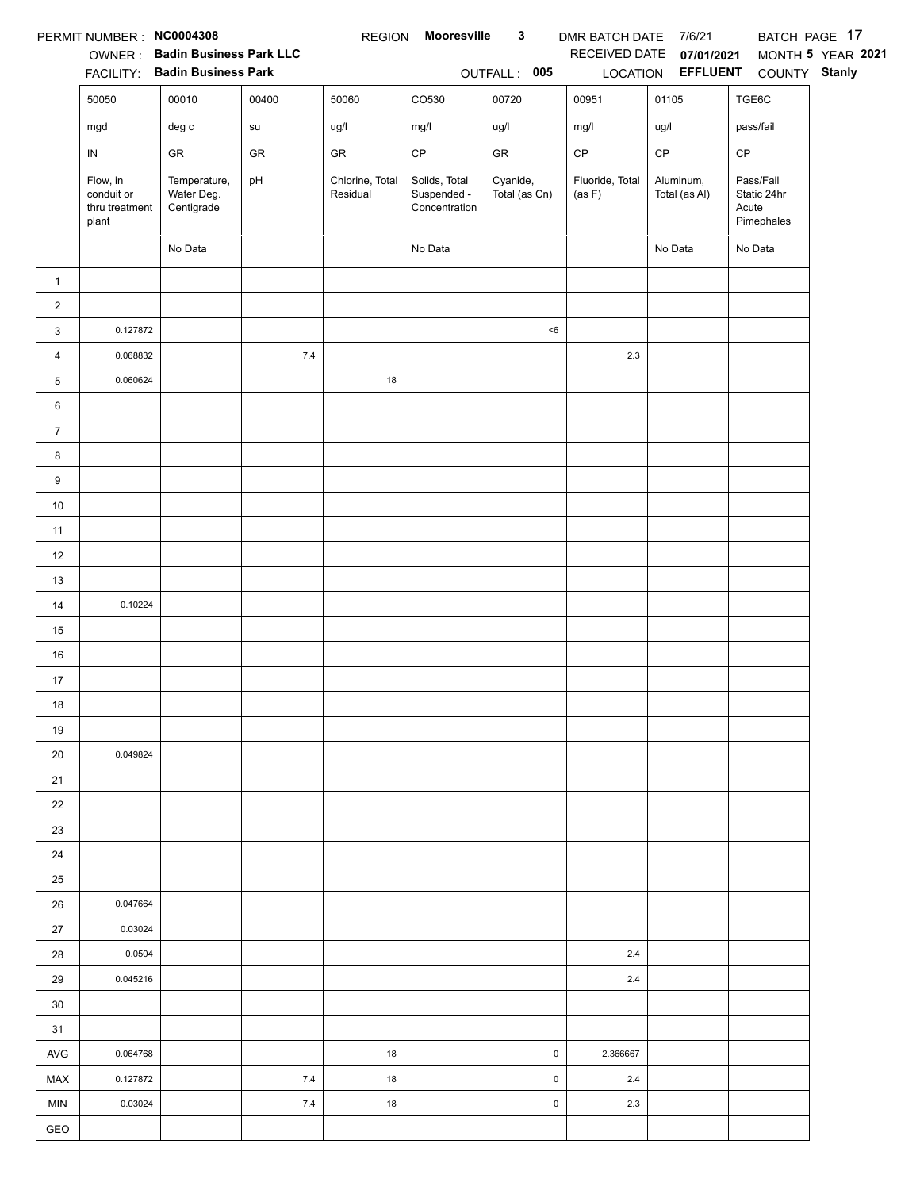PERMIT NUMBER : **NC0004308** REGION **Mooresville 3** DMR BATCH DATE 7/6/21 BATCH PAGE 17

OWNER : **Badin Business Park LLC** RECEIVED DATE **07/01/2021** MONTH **5** YEAR **2021**

FACILITY: **Badin Business Park** OUTFALL : **005** LOCATION **EFFLUENT** COUNTY **Stanly**

| | 50050 | 00010 | 00400 | 50060 | CO530 | 00720 | 00951 | 01105 | TGE6C |
|---|---|---|---|---|---|---|---|---|---|
| | mgd | deg c | su | ug/l | mg/l | ug/l | mg/l | ug/l | pass/fail |
| | IN | GR | GR | GR | CP | GR | CP | CP | CP |
| | Flow, in conduit or thru treatment plant | Temperature, Water Deg. Centigrade | pH | Chlorine, Total Residual | Solids, Total Suspended - Concentration | Cyanide, Total (as Cn) | Fluoride, Total (as F) | Aluminum, Total (as Al) | Pass/Fail Static 24hr Acute Pimephales |
| | | No Data | | | No Data | | | No Data | No Data |
| 1 | | | | | | | | | |
| 2 | | | | | | | | | |
| 3 | 0.127872 | | | | | <6 | | | |
| 4 | 0.068832 | | 7.4 | | | | 2.3 | | |
| 5 | 0.060624 | | | 18 | | | | | |
| 6 | | | | | | | | | |
| 7 | | | | | | | | | |
| 8 | | | | | | | | | |
| 9 | | | | | | | | | |
| 10 | | | | | | | | | |
| 11 | | | | | | | | | |
| 12 | | | | | | | | | |
| 13 | | | | | | | | | |
| 14 | 0.10224 | | | | | | | | |
| 15 | | | | | | | | | |
| 16 | | | | | | | | | |
| 17 | | | | | | | | | |
| 18 | | | | | | | | | |
| 19 | | | | | | | | | |
| 20 | 0.049824 | | | | | | | | |
| 21 | | | | | | | | | |
| 22 | | | | | | | | | |
| 23 | | | | | | | | | |
| 24 | | | | | | | | | |
| 25 | | | | | | | | | |
| 26 | 0.047664 | | | | | | | | |
| 27 | 0.03024 | | | | | | | | |
| 28 | 0.0504 | | | | | | 2.4 | | |
| 29 | 0.045216 | | | | | | 2.4 | | |
| 30 | | | | | | | | | |
| 31 | | | | | | | | | |
| AVG | 0.064768 | | | 18 | | 0 | 2.366667 | | |
| MAX | 0.127872 | | 7.4 | 18 | | 0 | 2.4 | | |
| MIN | 0.03024 | | 7.4 | 18 | | 0 | 2.3 | | |
| GEO | | | | | | | | | |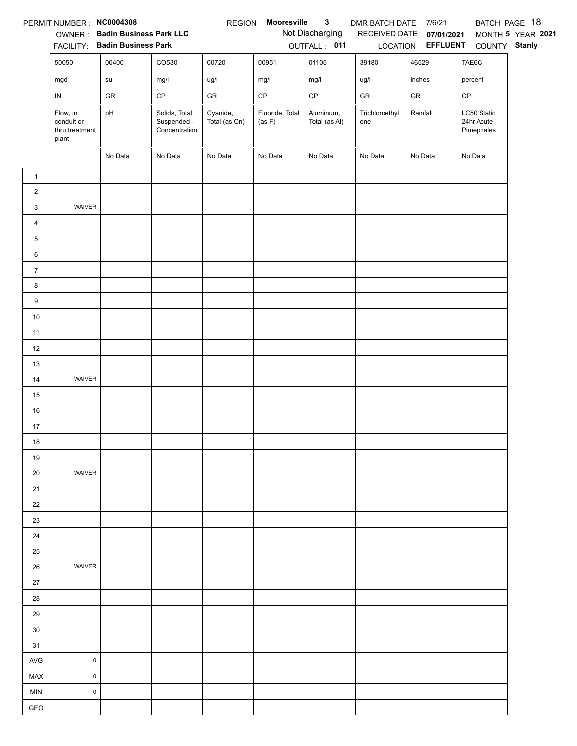PERMIT NUMBER : **NC0004308** REGION **Mooresville 3** DMR BATCH DATE 7/6/21 BATCH PAGE 18

OWNER : **Badin Business Park LLC** Not Discharging RECEIVED DATE **07/01/2021** MONTH **5** YEAR **2021**

FACILITY: **Badin Business Park** OUTFALL : **011** LOCATION **EFFLUENT** COUNTY **Stanly**

| | 50050 | 00400 | CO530 | 00720 | 00951 | 01105 | 39180 | 46529 | TAE6C |
|---|---|---|---|---|---|---|---|---|---|
| | mgd | su | mg/l | ug/l | mg/l | mg/l | ug/l | inches | percent |
| | IN | GR | CP | GR | CP | CP | GR | GR | CP |
| | Flow, in conduit or thru treatment plant | pH | Solids, Total Suspended - Concentration | Cyanide, Total (as Cn) | Fluoride, Total (as F) | Aluminum, Total (as Al) | Trichloroethylene | Rainfall | LC50 Static 24hr Acute Pimephales |
| | | No Data | No Data | No Data | No Data | No Data | No Data | No Data | No Data |
| 1 | | | | | | | | | |
| 2 | | | | | | | | | |
| 3 | WAIVER | | | | | | | | |
| 4 | | | | | | | | | |
| 5 | | | | | | | | | |
| 6 | | | | | | | | | |
| 7 | | | | | | | | | |
| 8 | | | | | | | | | |
| 9 | | | | | | | | | |
| 10 | | | | | | | | | |
| 11 | | | | | | | | | |
| 12 | | | | | | | | | |
| 13 | | | | | | | | | |
| 14 | WAIVER | | | | | | | | |
| 15 | | | | | | | | | |
| 16 | | | | | | | | | |
| 17 | | | | | | | | | |
| 18 | | | | | | | | | |
| 19 | | | | | | | | | |
| 20 | WAIVER | | | | | | | | |
| 21 | | | | | | | | | |
| 22 | | | | | | | | | |
| 23 | | | | | | | | | |
| 24 | | | | | | | | | |
| 25 | | | | | | | | | |
| 26 | WAIVER | | | | | | | | |
| 27 | | | | | | | | | |
| 28 | | | | | | | | | |
| 29 | | | | | | | | | |
| 30 | | | | | | | | | |
| 31 | | | | | | | | | |
| AVG | 0 | | | | | | | | |
| MAX | 0 | | | | | | | | |
| MIN | 0 | | | | | | | | |
| GEO | | | | | | | | | |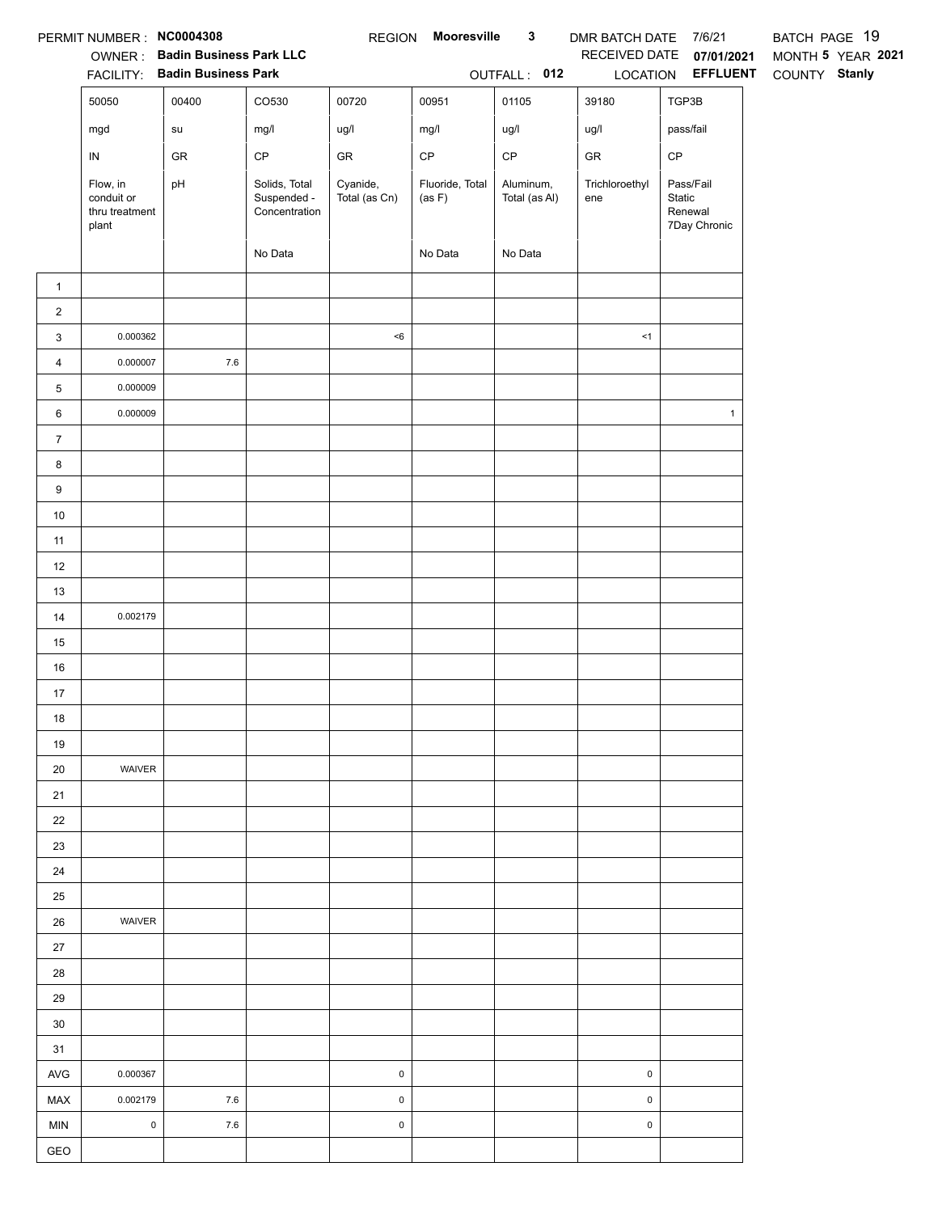PERMIT NUMBER : **NC0004308** REGION **Mooresville 3** DMR BATCH DATE 7/6/21 BATCH PAGE 19

OWNER : **Badin Business Park LLC** RECEIVED DATE **07/01/2021** MONTH **5** YEAR **2021**

FACILITY: **Badin Business Park** OUTFALL : **012** LOCATION **EFFLUENT** COUNTY **Stanly**

| | 50050 | 00400 | CO530 | 00720 | 00951 | 01105 | 39180 | TGP3B |
|---|---|---|---|---|---|---|---|---|
| | mgd | su | mg/l | ug/l | mg/l | ug/l | ug/l | pass/fail |
| | IN | GR | CP | GR | CP | CP | GR | CP |
| | Flow, in conduit or thru treatment plant | pH | Solids, Total Suspended - Concentration | Cyanide, Total (as Cn) | Fluoride, Total (as F) | Aluminum, Total (as Al) | Trichloroethylene | Pass/Fail Static Renewal 7Day Chronic |
| | | | No Data | | No Data | No Data | | |
| 1 | | | | | | | | |
| 2 | | | | | | | | |
| 3 | 0.000362 | | | <6 | | | <1 | |
| 4 | 0.000007 | 7.6 | | | | | | |
| 5 | 0.000009 | | | | | | | |
| 6 | 0.000009 | | | | | | | 1 |
| 7 | | | | | | | | |
| 8 | | | | | | | | |
| 9 | | | | | | | | |
| 10 | | | | | | | | |
| 11 | | | | | | | | |
| 12 | | | | | | | | |
| 13 | | | | | | | | |
| 14 | 0.002179 | | | | | | | |
| 15 | | | | | | | | |
| 16 | | | | | | | | |
| 17 | | | | | | | | |
| 18 | | | | | | | | |
| 19 | | | | | | | | |
| 20 | WAIVER | | | | | | | |
| 21 | | | | | | | | |
| 22 | | | | | | | | |
| 23 | | | | | | | | |
| 24 | | | | | | | | |
| 25 | | | | | | | | |
| 26 | WAIVER | | | | | | | |
| 27 | | | | | | | | |
| 28 | | | | | | | | |
| 29 | | | | | | | | |
| 30 | | | | | | | | |
| 31 | | | | | | | | |
| AVG | 0.000367 | | | 0 | | | 0 | |
| MAX | 0.002179 | 7.6 | | 0 | | | 0 | |
| MIN | 0 | 7.6 | | 0 | | | 0 | |
| GEO | | | | | | | | |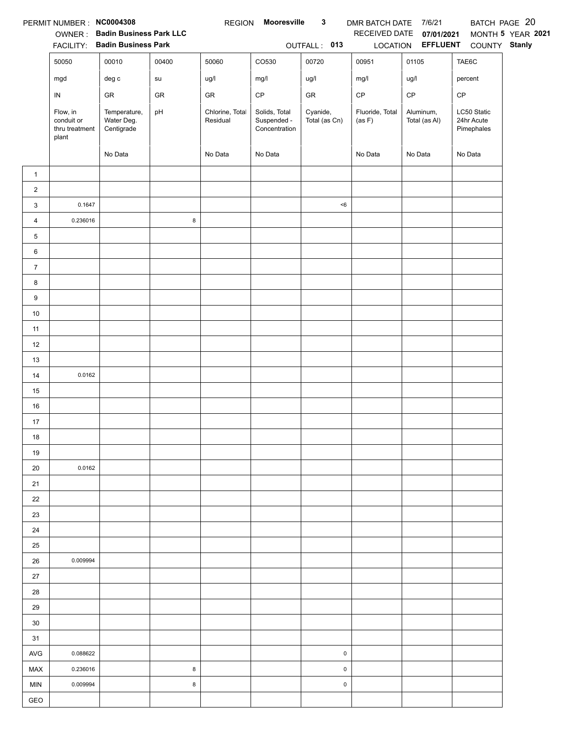PERMIT NUMBER : **NC0004308** REGION **Mooresville 3** DMR BATCH DATE 7/6/21 BATCH PAGE 20

OWNER : **Badin Business Park LLC** RECEIVED DATE **07/01/2021** MONTH **5** YEAR **2021**

FACILITY: **Badin Business Park** OUTFALL : **013** LOCATION **EFFLUENT** COUNTY **Stanly**

| | 50050 | 00010 | 00400 | 50060 | CO530 | 00720 | 00951 | 01105 | TAE6C |
|---|---|---|---|---|---|---|---|---|---|
| | mgd | deg c | su | ug/l | mg/l | ug/l | mg/l | ug/l | percent |
| | IN | GR | GR | GR | CP | GR | CP | CP | CP |
| | Flow, in conduit or thru treatment plant | Temperature, Water Deg. Centigrade | pH | Chlorine, Total Residual | Solids, Total Suspended - Concentration | Cyanide, Total (as Cn) | Fluoride, Total (as F) | Aluminum, Total (as Al) | LC50 Static 24hr Acute Pimephales |
| | | No Data | | No Data | No Data | | No Data | No Data | No Data |
| 1 | | | | | | | | | |
| 2 | | | | | | | | | |
| 3 | 0.1647 | | | | | <6 | | | |
| 4 | 0.236016 | | 8 | | | | | | |
| 5 | | | | | | | | | |
| 6 | | | | | | | | | |
| 7 | | | | | | | | | |
| 8 | | | | | | | | | |
| 9 | | | | | | | | | |
| 10 | | | | | | | | | |
| 11 | | | | | | | | | |
| 12 | | | | | | | | | |
| 13 | | | | | | | | | |
| 14 | 0.0162 | | | | | | | | |
| 15 | | | | | | | | | |
| 16 | | | | | | | | | |
| 17 | | | | | | | | | |
| 18 | | | | | | | | | |
| 19 | | | | | | | | | |
| 20 | 0.0162 | | | | | | | | |
| 21 | | | | | | | | | |
| 22 | | | | | | | | | |
| 23 | | | | | | | | | |
| 24 | | | | | | | | | |
| 25 | | | | | | | | | |
| 26 | 0.009994 | | | | | | | | |
| 27 | | | | | | | | | |
| 28 | | | | | | | | | |
| 29 | | | | | | | | | |
| 30 | | | | | | | | | |
| 31 | | | | | | | | | |
| AVG | 0.088622 | | | | | 0 | | | |
| MAX | 0.236016 | | 8 | | | 0 | | | |
| MIN | 0.009994 | | 8 | | | 0 | | | |
| GEO | | | | | | | | | |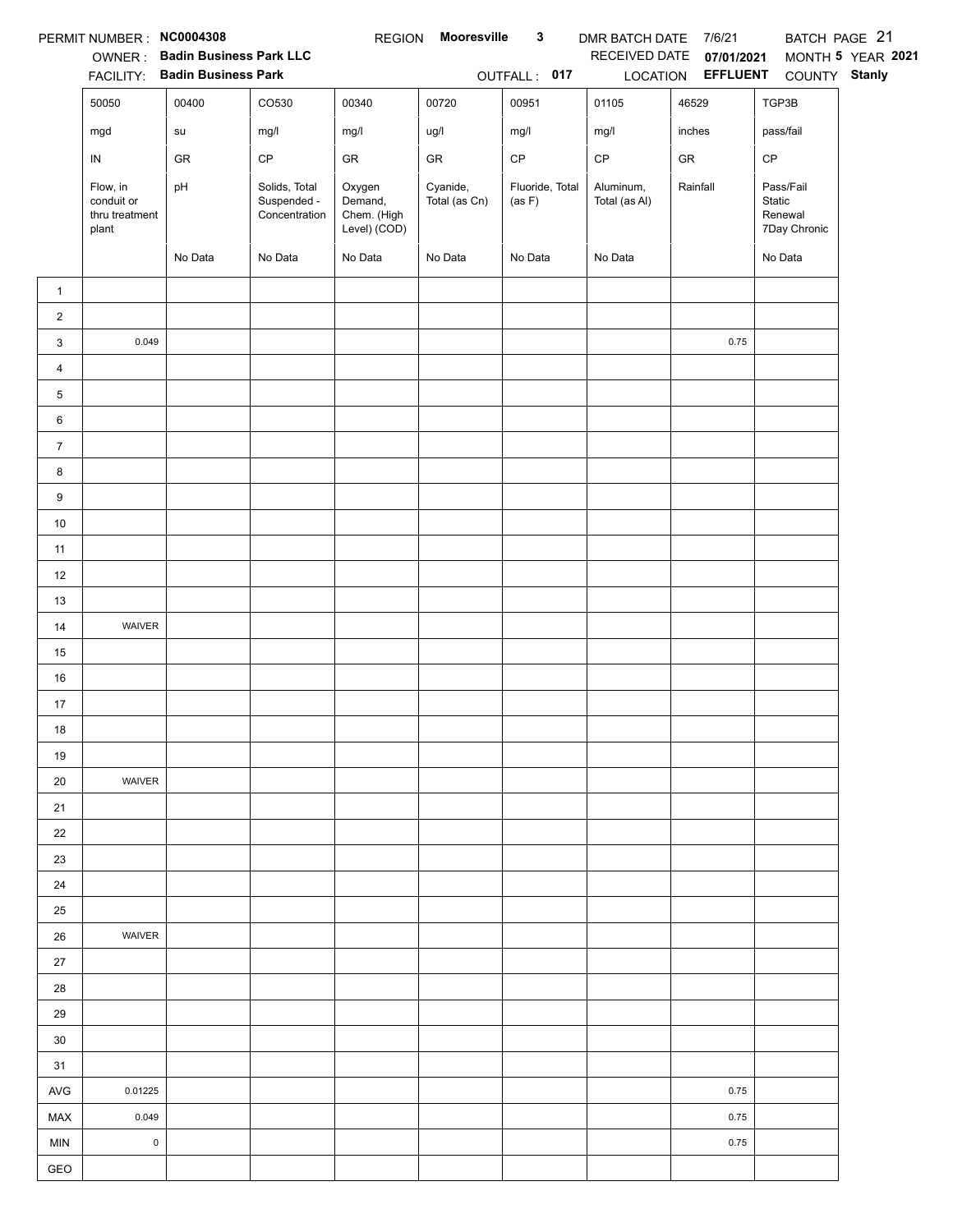PERMIT NUMBER : **NC0004308** REGION **Mooresville 3** DMR BATCH DATE 7/6/21 BATCH PAGE 21

OWNER : **Badin Business Park LLC** RECEIVED DATE **07/01/2021** MONTH **5** YEAR **2021**

FACILITY: **Badin Business Park** OUTFALL : **017** LOCATION **EFFLUENT** COUNTY **Stanly**

| | 50050 | 00400 | CO530 | 00340 | 00720 | 00951 | 01105 | 46529 | TGP3B |
|---|---|---|---|---|---|---|---|---|---|
| | mgd | su | mg/l | mg/l | ug/l | mg/l | mg/l | inches | pass/fail |
| | IN | GR | CP | GR | GR | CP | CP | GR | CP |
| | Flow, in conduit or thru treatment plant | pH | Solids, Total Suspended - Concentration | Oxygen Demand, Chem. (High Level) (COD) | Cyanide, Total (as Cn) | Fluoride, Total (as F) | Aluminum, Total (as Al) | Rainfall | Pass/Fail Static Renewal 7Day Chronic |
| | | No Data | No Data | No Data | No Data | No Data | No Data | | No Data |
| 1 | | | | | | | | | |
| 2 | | | | | | | | | |
| 3 | 0.049 | | | | | | | 0.75 | |
| 4 | | | | | | | | | |
| 5 | | | | | | | | | |
| 6 | | | | | | | | | |
| 7 | | | | | | | | | |
| 8 | | | | | | | | | |
| 9 | | | | | | | | | |
| 10 | | | | | | | | | |
| 11 | | | | | | | | | |
| 12 | | | | | | | | | |
| 13 | | | | | | | | | |
| 14 | WAIVER | | | | | | | | |
| 15 | | | | | | | | | |
| 16 | | | | | | | | | |
| 17 | | | | | | | | | |
| 18 | | | | | | | | | |
| 19 | | | | | | | | | |
| 20 | WAIVER | | | | | | | | |
| 21 | | | | | | | | | |
| 22 | | | | | | | | | |
| 23 | | | | | | | | | |
| 24 | | | | | | | | | |
| 25 | | | | | | | | | |
| 26 | WAIVER | | | | | | | | |
| 27 | | | | | | | | | |
| 28 | | | | | | | | | |
| 29 | | | | | | | | | |
| 30 | | | | | | | | | |
| 31 | | | | | | | | | |
| AVG | 0.01225 | | | | | | | 0.75 | |
| MAX | 0.049 | | | | | | | 0.75 | |
| MIN | 0 | | | | | | | 0.75 | |
| GEO | | | | | | | | | |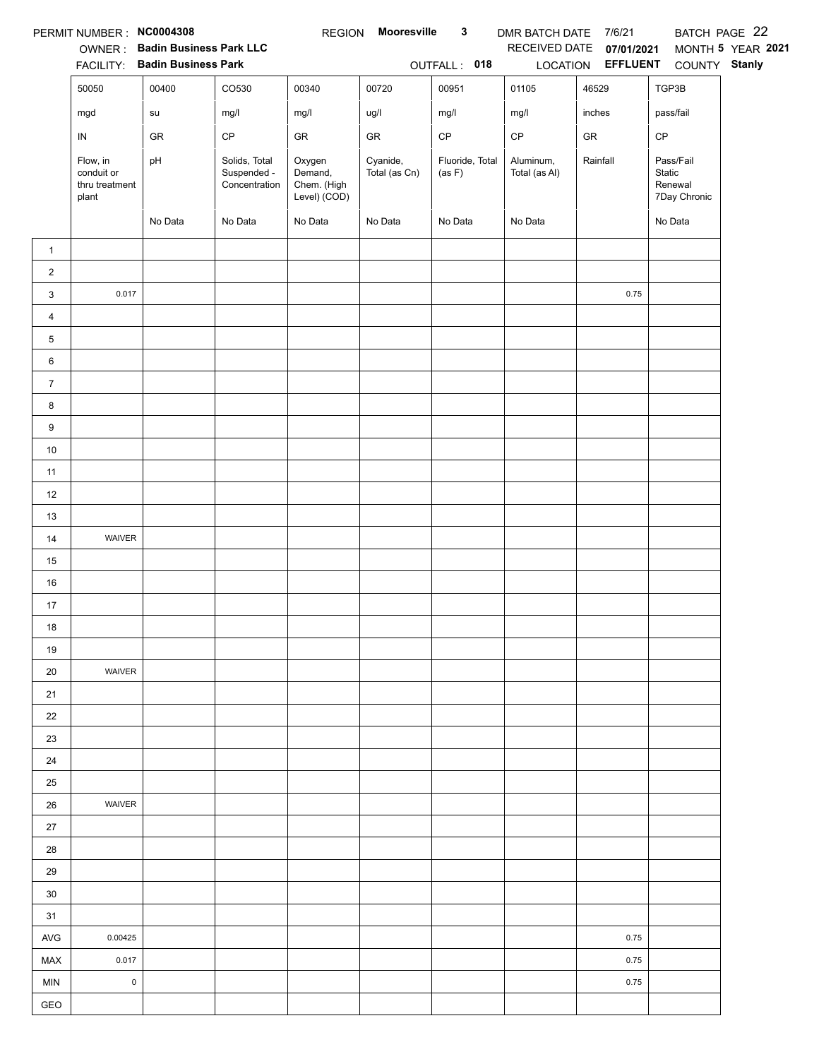PERMIT NUMBER : **NC0004308** REGION **Mooresville 3** DMR BATCH DATE 7/6/21 BATCH PAGE 22

OWNER : **Badin Business Park LLC** RECEIVED DATE **07/01/2021** MONTH **5** YEAR **2021**

FACILITY: **Badin Business Park** OUTFALL : **018** LOCATION **EFFLUENT** COUNTY **Stanly**

| | 50050 | 00400 | CO530 | 00340 | 00720 | 00951 | 01105 | 46529 | TGP3B |
|---|---|---|---|---|---|---|---|---|---|
| | mgd | su | mg/l | mg/l | ug/l | mg/l | mg/l | inches | pass/fail |
| | IN | GR | CP | GR | GR | CP | CP | GR | CP |
| | Flow, in conduit or thru treatment plant | pH | Solids, Total Suspended - Concentration | Oxygen Demand, Chem. (High Level) (COD) | Cyanide, Total (as Cn) | Fluoride, Total (as F) | Aluminum, Total (as Al) | Rainfall | Pass/Fail Static Renewal 7Day Chronic |
| | | No Data | No Data | No Data | No Data | No Data | No Data | | No Data |
| 1 | | | | | | | | | |
| 2 | | | | | | | | | |
| 3 | 0.017 | | | | | | | 0.75 | |
| 4 | | | | | | | | | |
| 5 | | | | | | | | | |
| 6 | | | | | | | | | |
| 7 | | | | | | | | | |
| 8 | | | | | | | | | |
| 9 | | | | | | | | | |
| 10 | | | | | | | | | |
| 11 | | | | | | | | | |
| 12 | | | | | | | | | |
| 13 | | | | | | | | | |
| 14 | WAIVER | | | | | | | | |
| 15 | | | | | | | | | |
| 16 | | | | | | | | | |
| 17 | | | | | | | | | |
| 18 | | | | | | | | | |
| 19 | | | | | | | | | |
| 20 | WAIVER | | | | | | | | |
| 21 | | | | | | | | | |
| 22 | | | | | | | | | |
| 23 | | | | | | | | | |
| 24 | | | | | | | | | |
| 25 | | | | | | | | | |
| 26 | WAIVER | | | | | | | | |
| 27 | | | | | | | | | |
| 28 | | | | | | | | | |
| 29 | | | | | | | | | |
| 30 | | | | | | | | | |
| 31 | | | | | | | | | |
| AVG | 0.00425 | | | | | | | 0.75 | |
| MAX | 0.017 | | | | | | | 0.75 | |
| MIN | 0 | | | | | | | 0.75 | |
| GEO | | | | | | | | | |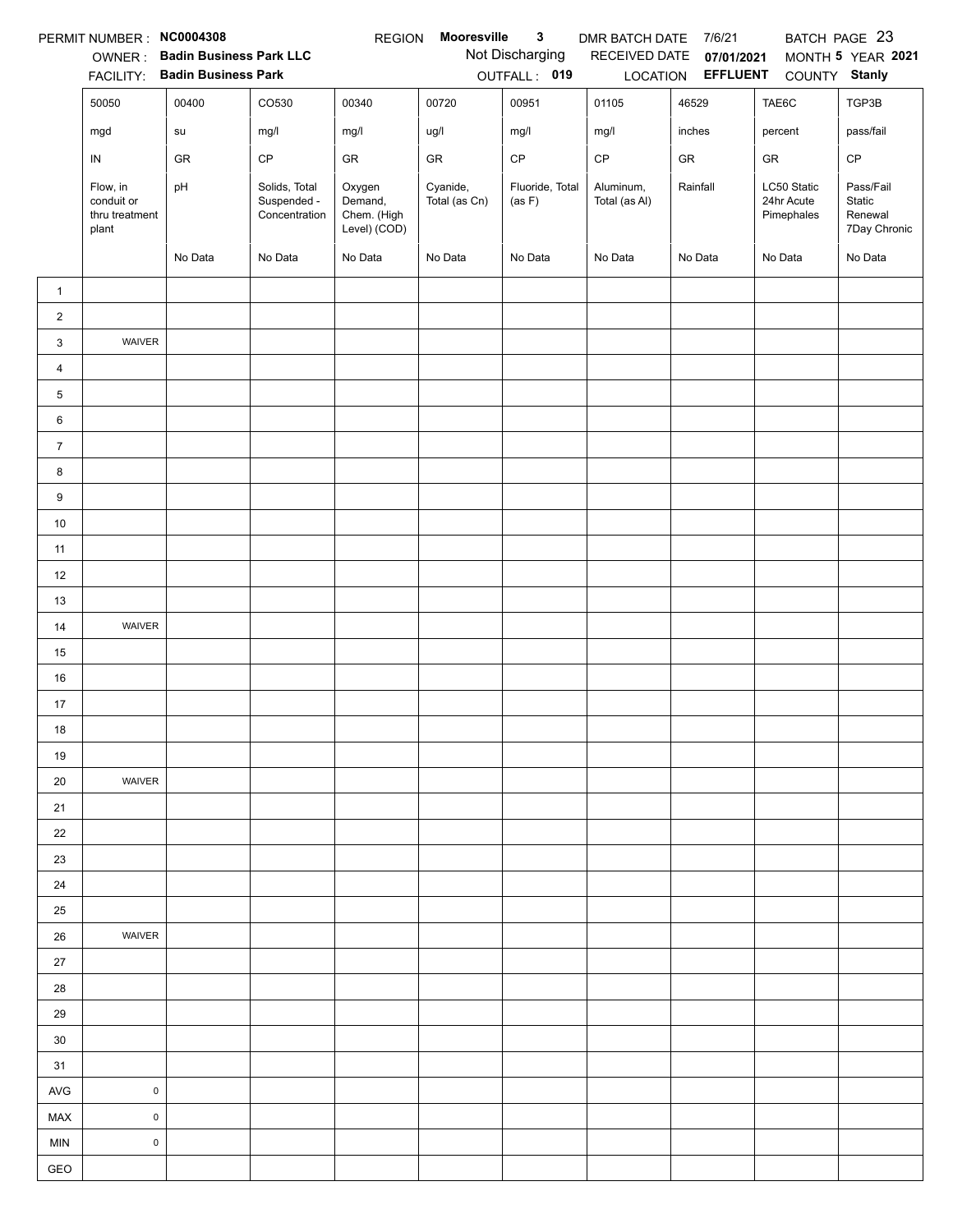PERMIT NUMBER : **NC0004308** REGION **Mooresville 3** DMR BATCH DATE 7/6/21 BATCH PAGE 23

OWNER : **Badin Business Park LLC** Not Discharging RECEIVED DATE **07/01/2021** MONTH **5** YEAR **2021**

FACILITY: **Badin Business Park** OUTFALL : **019** LOCATION **EFFLUENT** COUNTY **Stanly**

| | 50050 | 00400 | CO530 | 00340 | 00720 | 00951 | 01105 | 46529 | TAE6C | TGP3B |
|---|---|---|---|---|---|---|---|---|---|---|
| | mgd | su | mg/l | mg/l | ug/l | mg/l | mg/l | inches | percent | pass/fail |
| | IN | GR | CP | GR | GR | CP | CP | GR | GR | CP |
| | Flow, in conduit or thru treatment plant | pH | Solids, Total Suspended - Concentration | Oxygen Demand, Chem. (High Level) (COD) | Cyanide, Total (as Cn) | Fluoride, Total (as F) | Aluminum, Total (as Al) | Rainfall | LC50 Static 24hr Acute Pimephales | Pass/Fail Static Renewal 7Day Chronic |
| | | No Data | No Data | No Data | No Data | No Data | No Data | No Data | No Data | No Data |
| 1 | | | | | | | | | | |
| 2 | | | | | | | | | | |
| 3 | WAIVER | | | | | | | | | |
| 4 | | | | | | | | | | |
| 5 | | | | | | | | | | |
| 6 | | | | | | | | | | |
| 7 | | | | | | | | | | |
| 8 | | | | | | | | | | |
| 9 | | | | | | | | | | |
| 10 | | | | | | | | | | |
| 11 | | | | | | | | | | |
| 12 | | | | | | | | | | |
| 13 | | | | | | | | | | |
| 14 | WAIVER | | | | | | | | | |
| 15 | | | | | | | | | | |
| 16 | | | | | | | | | | |
| 17 | | | | | | | | | | |
| 18 | | | | | | | | | | |
| 19 | | | | | | | | | | |
| 20 | WAIVER | | | | | | | | | |
| 21 | | | | | | | | | | |
| 22 | | | | | | | | | | |
| 23 | | | | | | | | | | |
| 24 | | | | | | | | | | |
| 25 | | | | | | | | | | |
| 26 | WAIVER | | | | | | | | | |
| 27 | | | | | | | | | | |
| 28 | | | | | | | | | | |
| 29 | | | | | | | | | | |
| 30 | | | | | | | | | | |
| 31 | | | | | | | | | | |
| AVG | 0 | | | | | | | | | |
| MAX | 0 | | | | | | | | | |
| MIN | 0 | | | | | | | | | |
| GEO | | | | | | | | | | |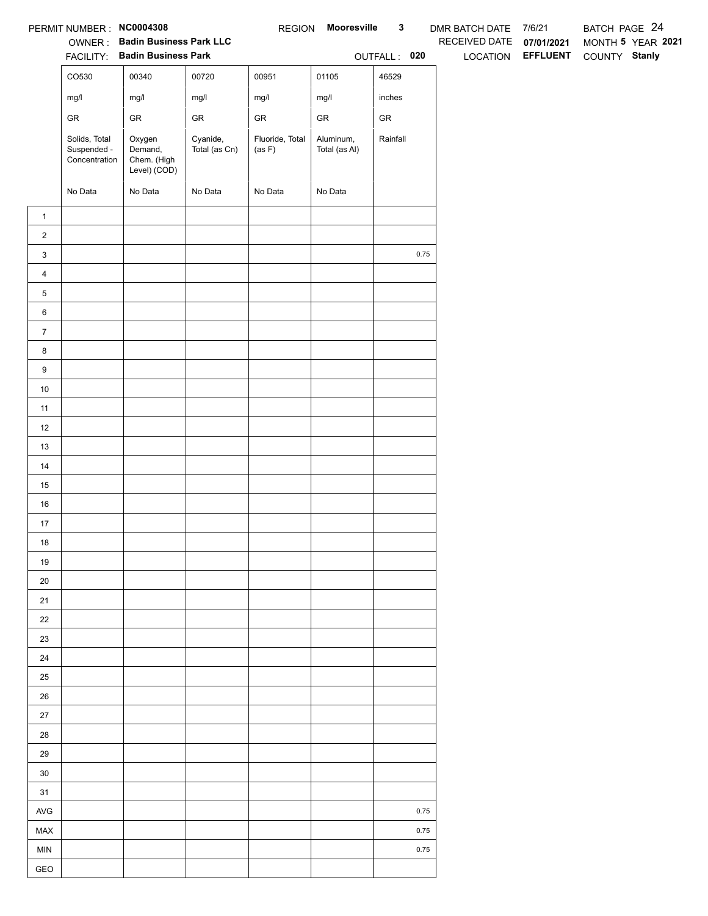PERMIT NUMBER : **NC0004308** REGION **Mooresville 3** DMR BATCH DATE 7/6/21 BATCH PAGE 24

OWNER : **Badin Business Park LLC** RECEIVED DATE **07/01/2021** MONTH **5** YEAR **2021**

FACILITY: **Badin Business Park** OUTFALL : **020** LOCATION **EFFLUENT** COUNTY **Stanly**

| | CO530 | 00340 | 00720 | 00951 | 01105 | 46529 |
|---|---|---|---|---|---|---|
| | mg/l | mg/l | mg/l | mg/l | mg/l | inches |
| | GR | GR | GR | GR | GR | GR |
| | Solids, Total Suspended - Concentration | Oxygen Demand, Chem. (High Level) (COD) | Cyanide, Total (as Cn) | Fluoride, Total (as F) | Aluminum, Total (as Al) | Rainfall |
| | No Data | No Data | No Data | No Data | No Data | |
| 1 | | | | | | |
| 2 | | | | | | |
| 3 | | | | | | 0.75 |
| 4 | | | | | | |
| 5 | | | | | | |
| 6 | | | | | | |
| 7 | | | | | | |
| 8 | | | | | | |
| 9 | | | | | | |
| 10 | | | | | | |
| 11 | | | | | | |
| 12 | | | | | | |
| 13 | | | | | | |
| 14 | | | | | | |
| 15 | | | | | | |
| 16 | | | | | | |
| 17 | | | | | | |
| 18 | | | | | | |
| 19 | | | | | | |
| 20 | | | | | | |
| 21 | | | | | | |
| 22 | | | | | | |
| 23 | | | | | | |
| 24 | | | | | | |
| 25 | | | | | | |
| 26 | | | | | | |
| 27 | | | | | | |
| 28 | | | | | | |
| 29 | | | | | | |
| 30 | | | | | | |
| 31 | | | | | | |
| AVG | | | | | | 0.75 |
| MAX | | | | | | 0.75 |
| MIN | | | | | | 0.75 |
| GEO | | | | | | |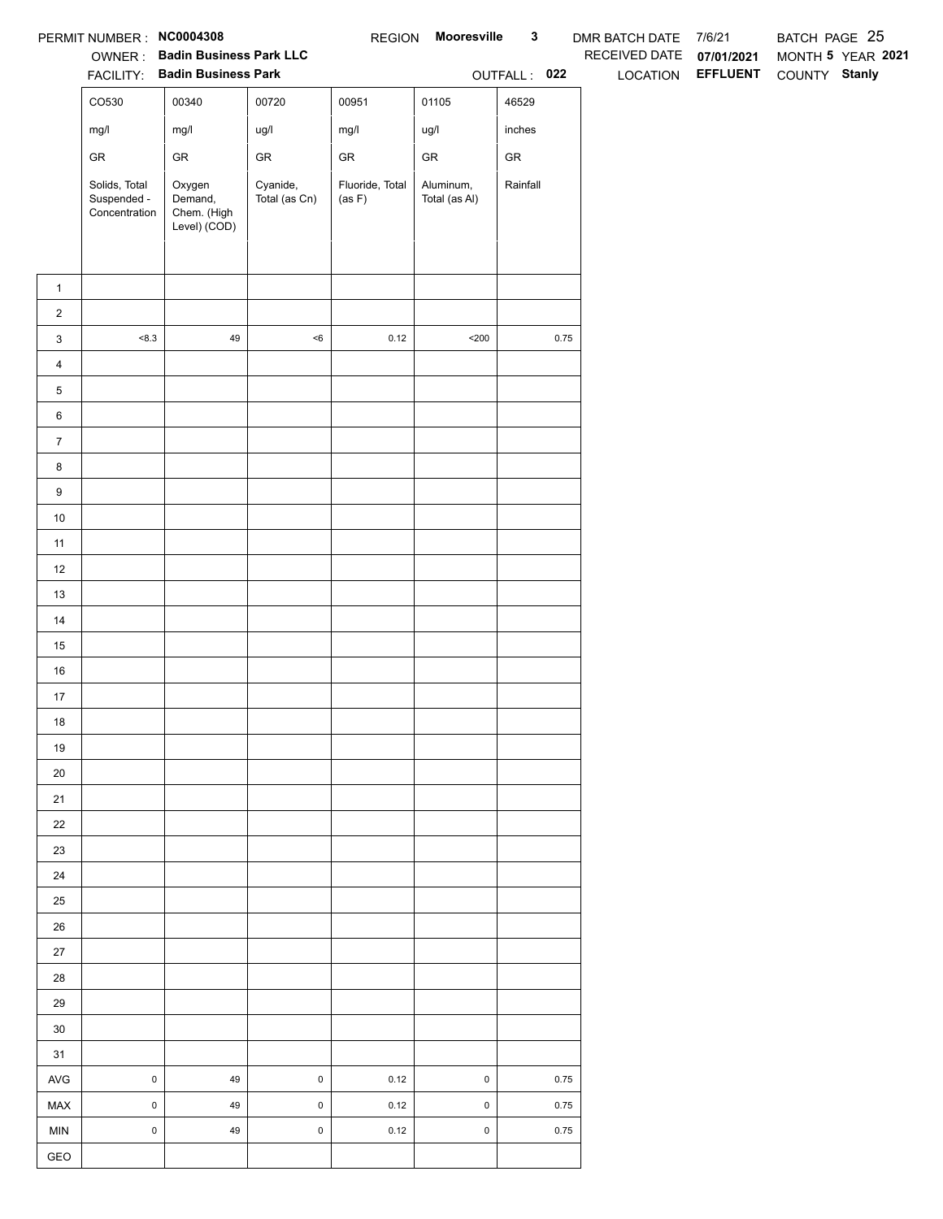PERMIT NUMBER : **NC0004308** REGION **Mooresville 3** DMR BATCH DATE 7/6/21 BATCH PAGE 25

OWNER : **Badin Business Park LLC** RECEIVED DATE **07/01/2021** MONTH **5** YEAR **2021**

FACILITY: **Badin Business Park** OUTFALL : **022** LOCATION **EFFLUENT** COUNTY **Stanly**

| | CO530 | 00340 | 00720 | 00951 | 01105 | 46529 |
|---|---|---|---|---|---|---|
| | mg/l | mg/l | ug/l | mg/l | ug/l | inches |
| | GR | GR | GR | GR | GR | GR |
| | Solids, Total Suspended - Concentration | Oxygen Demand, Chem. (High Level) (COD) | Cyanide, Total (as Cn) | Fluoride, Total (as F) | Aluminum, Total (as Al) | Rainfall |
| 1 | | | | | | |
| 2 | | | | | | |
| 3 | <8.3 | 49 | <6 | 0.12 | <200 | 0.75 |
| 4 | | | | | | |
| 5 | | | | | | |
| 6 | | | | | | |
| 7 | | | | | | |
| 8 | | | | | | |
| 9 | | | | | | |
| 10 | | | | | | |
| 11 | | | | | | |
| 12 | | | | | | |
| 13 | | | | | | |
| 14 | | | | | | |
| 15 | | | | | | |
| 16 | | | | | | |
| 17 | | | | | | |
| 18 | | | | | | |
| 19 | | | | | | |
| 20 | | | | | | |
| 21 | | | | | | |
| 22 | | | | | | |
| 23 | | | | | | |
| 24 | | | | | | |
| 25 | | | | | | |
| 26 | | | | | | |
| 27 | | | | | | |
| 28 | | | | | | |
| 29 | | | | | | |
| 30 | | | | | | |
| 31 | | | | | | |
| AVG | 0 | 49 | 0 | 0.12 | 0 | 0.75 |
| MAX | 0 | 49 | 0 | 0.12 | 0 | 0.75 |
| MIN | 0 | 49 | 0 | 0.12 | 0 | 0.75 |
| GEO | | | | | | |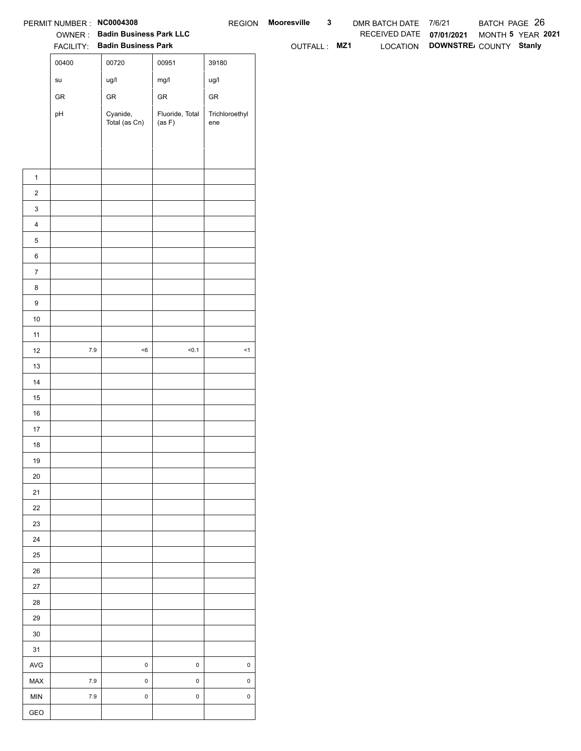PERMIT NUMBER : **NC0004308** REGION **Mooresville 3** DMR BATCH DATE 7/6/21 BATCH PAGE 26

OWNER : **Badin Business Park LLC** RECEIVED DATE **07/01/2021** MONTH **5** YEAR **2021**

FACILITY: **Badin Business Park** OUTFALL : **MZ1** LOCATION **DOWNSTRE/** COUNTY **Stanly**

| | 00400 | 00720 | 00951 | 39180 |
|---|---|---|---|---|
| | su | ug/l | mg/l | ug/l |
| | GR | GR | GR | GR |
| | pH | Cyanide, Total (as Cn) | Fluoride, Total (as F) | Trichloroethylene |
| 1 | | | | |
| 2 | | | | |
| 3 | | | | |
| 4 | | | | |
| 5 | | | | |
| 6 | | | | |
| 7 | | | | |
| 8 | | | | |
| 9 | | | | |
| 10 | | | | |
| 11 | | | | |
| 12 | 7.9 | <6 | <0.1 | <1 |
| 13 | | | | |
| 14 | | | | |
| 15 | | | | |
| 16 | | | | |
| 17 | | | | |
| 18 | | | | |
| 19 | | | | |
| 20 | | | | |
| 21 | | | | |
| 22 | | | | |
| 23 | | | | |
| 24 | | | | |
| 25 | | | | |
| 26 | | | | |
| 27 | | | | |
| 28 | | | | |
| 29 | | | | |
| 30 | | | | |
| 31 | | | | |
| AVG | | 0 | 0 | 0 |
| MAX | 7.9 | 0 | 0 | 0 |
| MIN | 7.9 | 0 | 0 | 0 |
| GEO | | | | |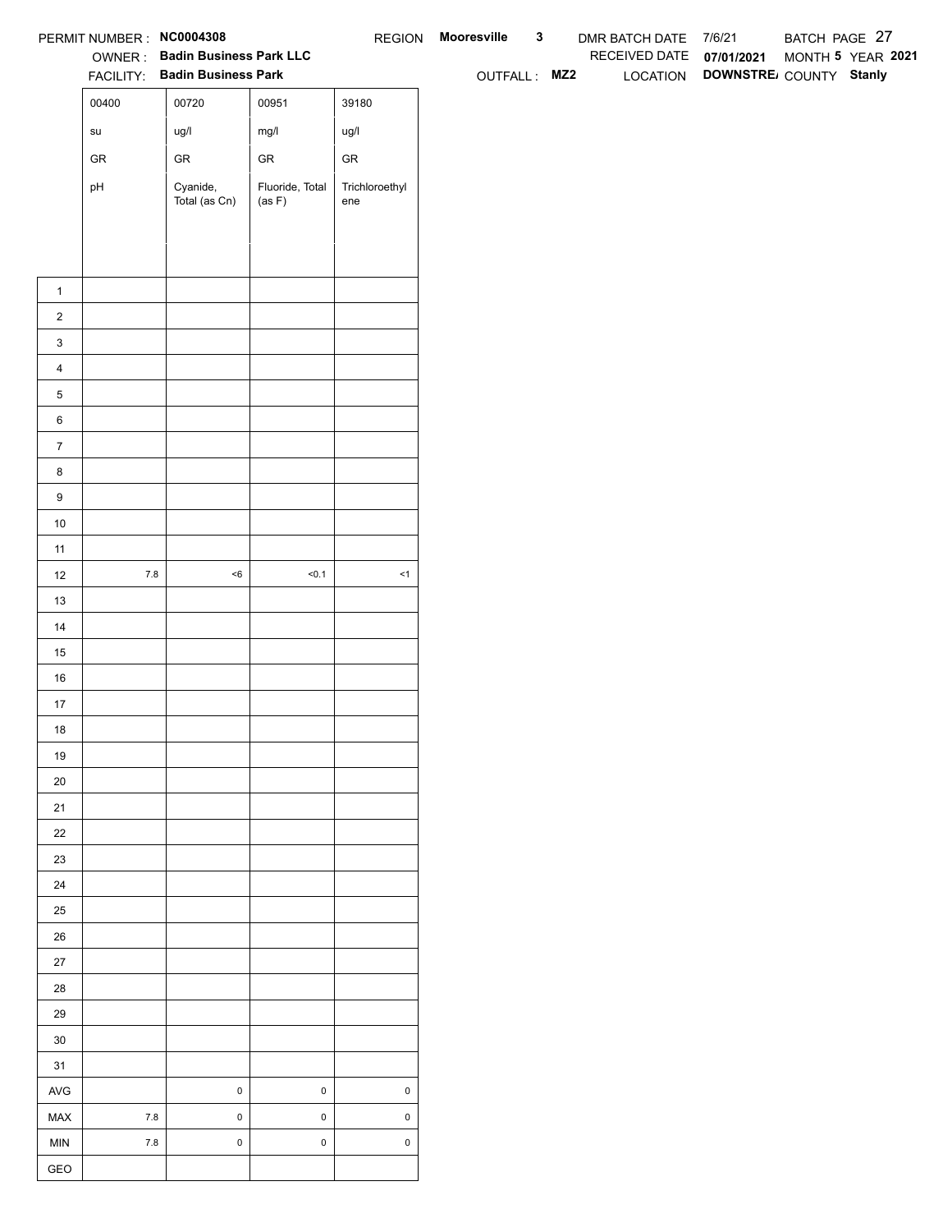PERMIT NUMBER : **NC0004308** REGION **Mooresville** **3** DMR BATCH DATE 7/6/21 BATCH PAGE 27

OWNER : **Badin Business Park LLC** RECEIVED DATE **07/01/2021** MONTH **5** YEAR **2021**

FACILITY: **Badin Business Park** OUTFALL : **MZ2** LOCATION **DOWNSTRE/** COUNTY **Stanly**

| | 00400 | 00720 | 00951 | 39180 |
|---|---|---|---|---|
| | su | ug/l | mg/l | ug/l |
| | GR | GR | GR | GR |
| | pH | Cyanide, Total (as Cn) | Fluoride, Total (as F) | Trichloroethylene |
| 1 | | | | |
| 2 | | | | |
| 3 | | | | |
| 4 | | | | |
| 5 | | | | |
| 6 | | | | |
| 7 | | | | |
| 8 | | | | |
| 9 | | | | |
| 10 | | | | |
| 11 | | | | |
| 12 | 7.8 | <6 | <0.1 | <1 |
| 13 | | | | |
| 14 | | | | |
| 15 | | | | |
| 16 | | | | |
| 17 | | | | |
| 18 | | | | |
| 19 | | | | |
| 20 | | | | |
| 21 | | | | |
| 22 | | | | |
| 23 | | | | |
| 24 | | | | |
| 25 | | | | |
| 26 | | | | |
| 27 | | | | |
| 28 | | | | |
| 29 | | | | |
| 30 | | | | |
| 31 | | | | |
| AVG | | 0 | 0 | 0 |
| MAX | 7.8 | 0 | 0 | 0 |
| MIN | 7.8 | 0 | 0 | 0 |
| GEO | | | | |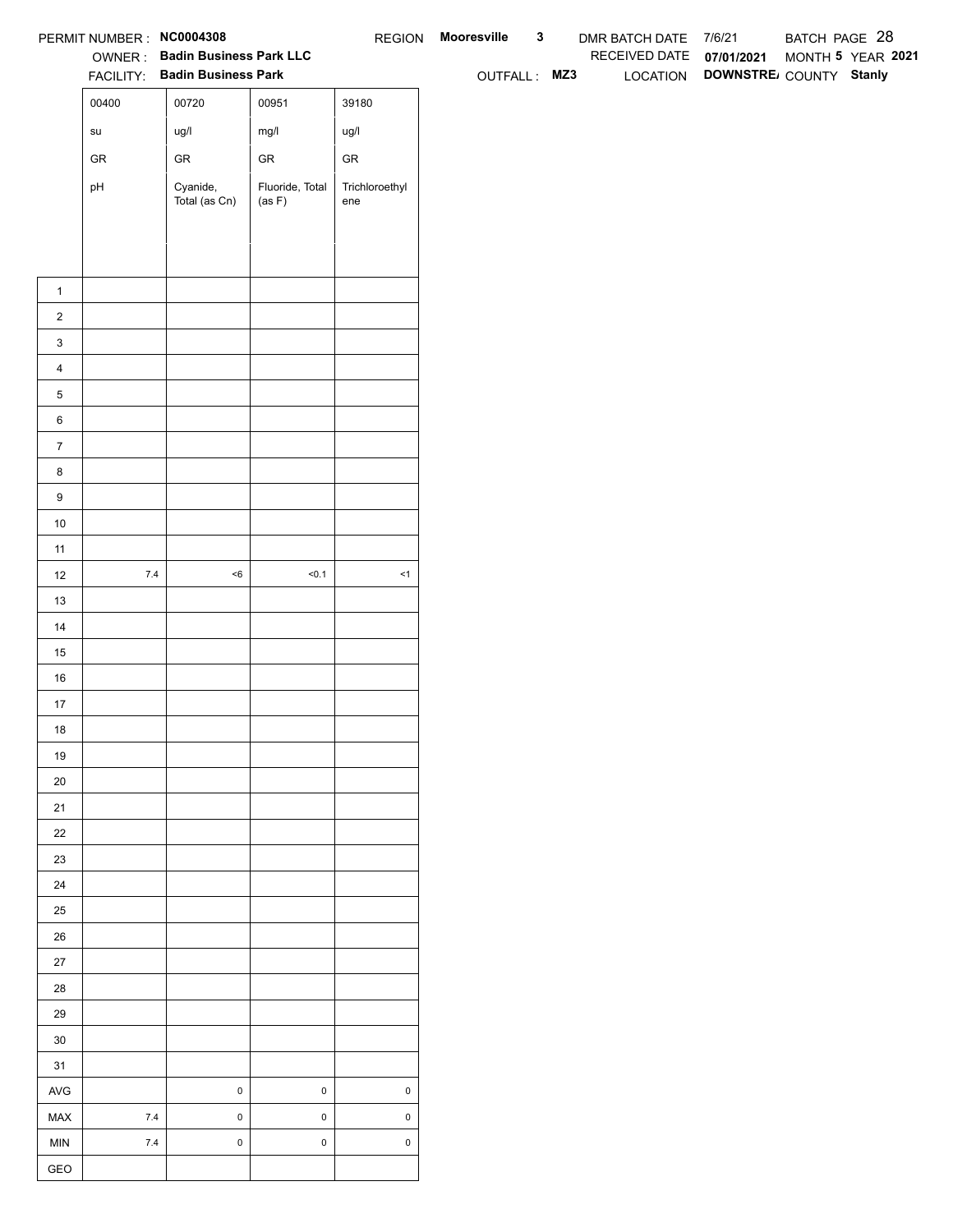PERMIT NUMBER : **NC0004308** REGION **Mooresville 3** DMR BATCH DATE 7/6/21 BATCH PAGE 28

OWNER : **Badin Business Park LLC** RECEIVED DATE **07/01/2021** MONTH **5** YEAR **2021**

FACILITY: **Badin Business Park** OUTFALL : **MZ3** LOCATION **DOWNSTRE/** COUNTY **Stanly**

| | 00400 | 00720 | 00951 | 39180 |
|---|---|---|---|---|
| | su | ug/l | mg/l | ug/l |
| | GR | GR | GR | GR |
| | pH | Cyanide, Total (as Cn) | Fluoride, Total (as F) | Trichloroethylene |
| 1 | | | | |
| 2 | | | | |
| 3 | | | | |
| 4 | | | | |
| 5 | | | | |
| 6 | | | | |
| 7 | | | | |
| 8 | | | | |
| 9 | | | | |
| 10 | | | | |
| 11 | | | | |
| 12 | 7.4 | <6 | <0.1 | <1 |
| 13 | | | | |
| 14 | | | | |
| 15 | | | | |
| 16 | | | | |
| 17 | | | | |
| 18 | | | | |
| 19 | | | | |
| 20 | | | | |
| 21 | | | | |
| 22 | | | | |
| 23 | | | | |
| 24 | | | | |
| 25 | | | | |
| 26 | | | | |
| 27 | | | | |
| 28 | | | | |
| 29 | | | | |
| 30 | | | | |
| 31 | | | | |
| AVG | | 0 | 0 | 0 |
| MAX | 7.4 | 0 | 0 | 0 |
| MIN | 7.4 | 0 | 0 | 0 |
| GEO | | | | |